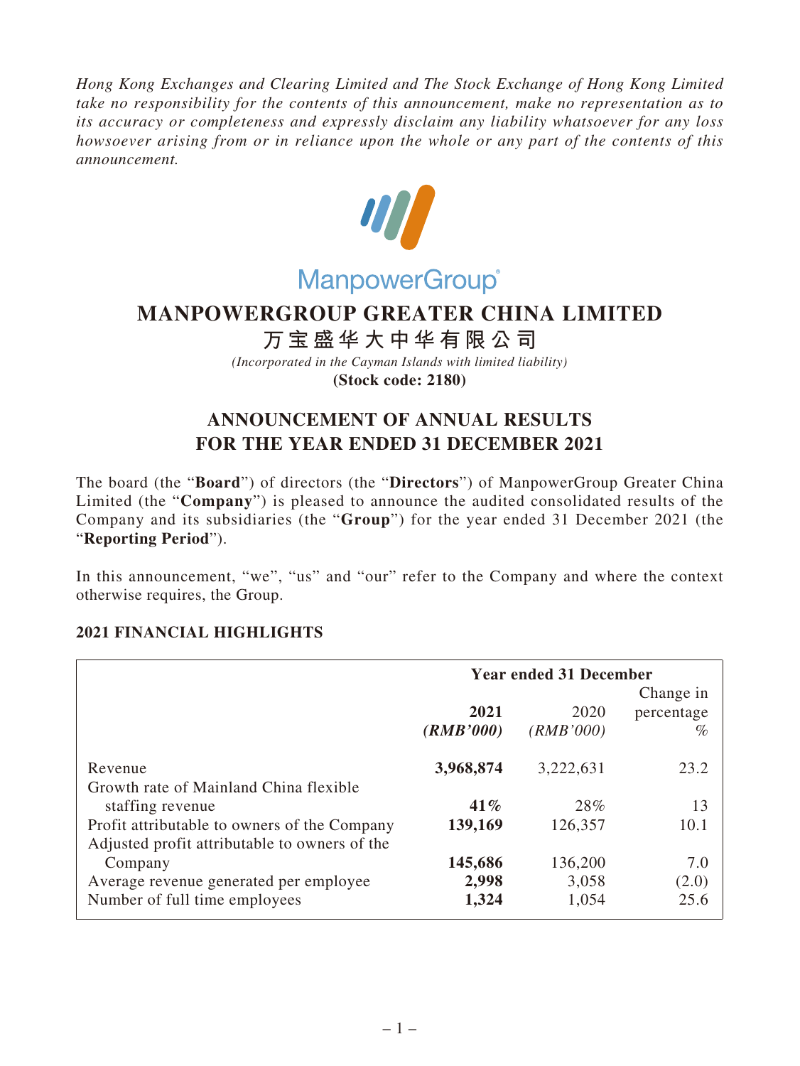*Hong Kong Exchanges and Clearing Limited and The Stock Exchange of Hong Kong Limited take no responsibility for the contents of this announcement, make no representation as to its accuracy or completeness and expressly disclaim any liability whatsoever for any loss howsoever arising from or in reliance upon the whole or any part of the contents of this announcement.*

ManpowerGroup®

# MANPOWERGROUP GREATER CHINA LIMITED

# 万宝盛华大中华有限公司

*(Incorporated in the Cayman Islands with limited liability)*

**(Stock code: 2180)**

## ANNOUNCEMENT OF ANNUAL RESULTS FOR THE YEAR ENDED 31 DECEMBER 2021

The board (the "**Board**") of directors (the "**Directors**") of ManpowerGroup Greater China Limited (the "**Company**") is pleased to announce the audited consolidated results of the Company and its subsidiaries (the "**Group**") for the year ended 31 December 2021 (the "**Reporting Period**").

In this announcement, "we", "us" and "our" refer to the Company and where the context otherwise requires, the Group.

### 2021 FINANCIAL HIGHLIGHTS

| | **Year ended 31 December** | | |
|---|---|---|---|
| | **2021** *(RMB'000)* | 2020 *(RMB'000)* | Change in percentage % |
| Revenue | **3,968,874** | 3,222,631 | 23.2 |
| Growth rate of Mainland China flexible staffing revenue | **41%** | 28% | 13 |
| Profit attributable to owners of the Company | **139,169** | 126,357 | 10.1 |
| Adjusted profit attributable to owners of the Company | **145,686** | 136,200 | 7.0 |
| Average revenue generated per employee | **2,998** | 3,058 | (2.0) |
| Number of full time employees | **1,324** | 1,054 | 25.6 |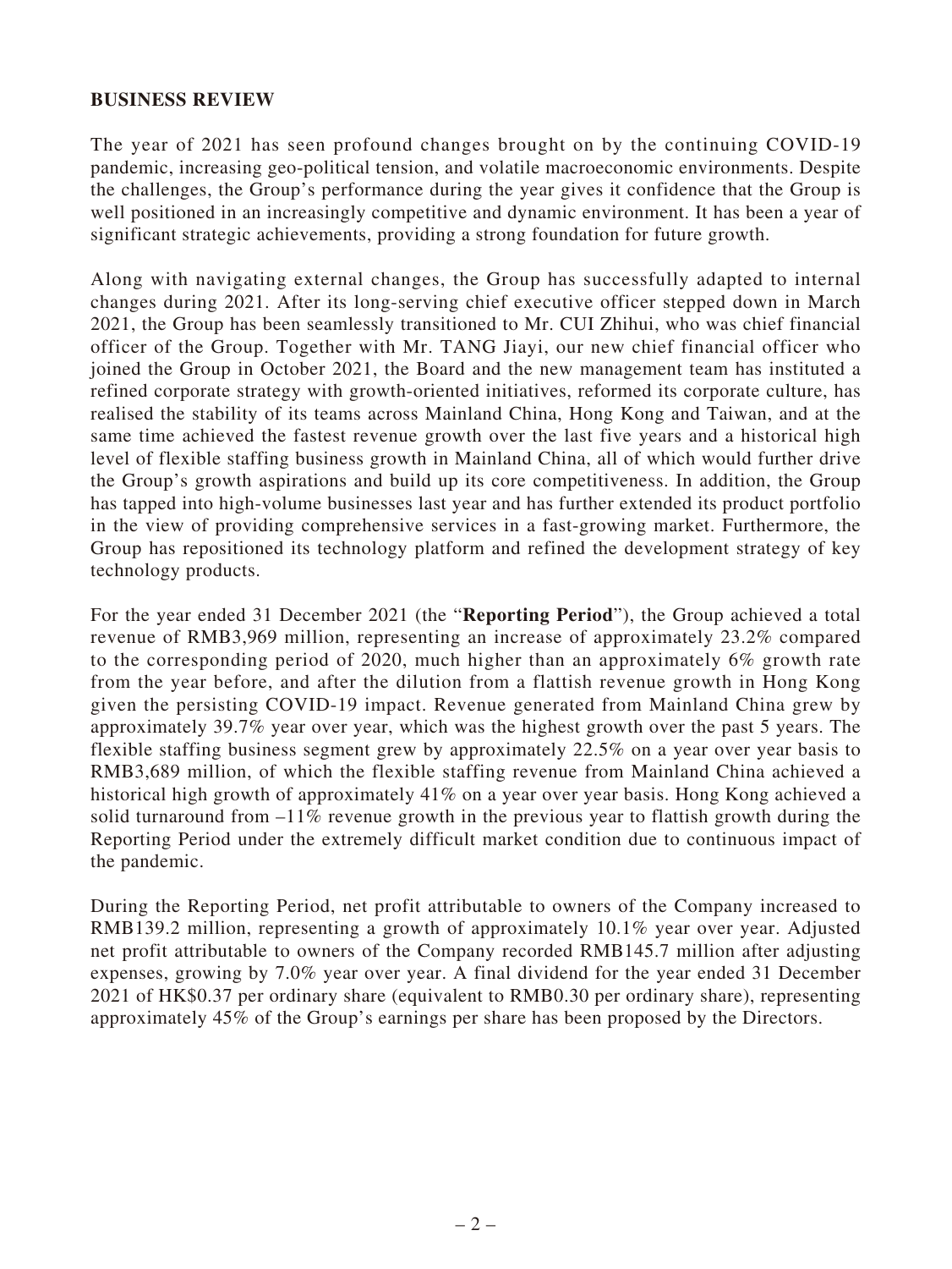## BUSINESS REVIEW

The year of 2021 has seen profound changes brought on by the continuing COVID-19 pandemic, increasing geo-political tension, and volatile macroeconomic environments. Despite the challenges, the Group's performance during the year gives it confidence that the Group is well positioned in an increasingly competitive and dynamic environment. It has been a year of significant strategic achievements, providing a strong foundation for future growth.

Along with navigating external changes, the Group has successfully adapted to internal changes during 2021. After its long-serving chief executive officer stepped down in March 2021, the Group has been seamlessly transitioned to Mr. CUI Zhihui, who was chief financial officer of the Group. Together with Mr. TANG Jiayi, our new chief financial officer who joined the Group in October 2021, the Board and the new management team has instituted a refined corporate strategy with growth-oriented initiatives, reformed its corporate culture, has realised the stability of its teams across Mainland China, Hong Kong and Taiwan, and at the same time achieved the fastest revenue growth over the last five years and a historical high level of flexible staffing business growth in Mainland China, all of which would further drive the Group's growth aspirations and build up its core competitiveness. In addition, the Group has tapped into high-volume businesses last year and has further extended its product portfolio in the view of providing comprehensive services in a fast-growing market. Furthermore, the Group has repositioned its technology platform and refined the development strategy of key technology products.

For the year ended 31 December 2021 (the "**Reporting Period**"), the Group achieved a total revenue of RMB3,969 million, representing an increase of approximately 23.2% compared to the corresponding period of 2020, much higher than an approximately 6% growth rate from the year before, and after the dilution from a flattish revenue growth in Hong Kong given the persisting COVID-19 impact. Revenue generated from Mainland China grew by approximately 39.7% year over year, which was the highest growth over the past 5 years. The flexible staffing business segment grew by approximately 22.5% on a year over year basis to RMB3,689 million, of which the flexible staffing revenue from Mainland China achieved a historical high growth of approximately 41% on a year over year basis. Hong Kong achieved a solid turnaround from –11% revenue growth in the previous year to flattish growth during the Reporting Period under the extremely difficult market condition due to continuous impact of the pandemic.

During the Reporting Period, net profit attributable to owners of the Company increased to RMB139.2 million, representing a growth of approximately 10.1% year over year. Adjusted net profit attributable to owners of the Company recorded RMB145.7 million after adjusting expenses, growing by 7.0% year over year. A final dividend for the year ended 31 December 2021 of HK$0.37 per ordinary share (equivalent to RMB0.30 per ordinary share), representing approximately 45% of the Group's earnings per share has been proposed by the Directors.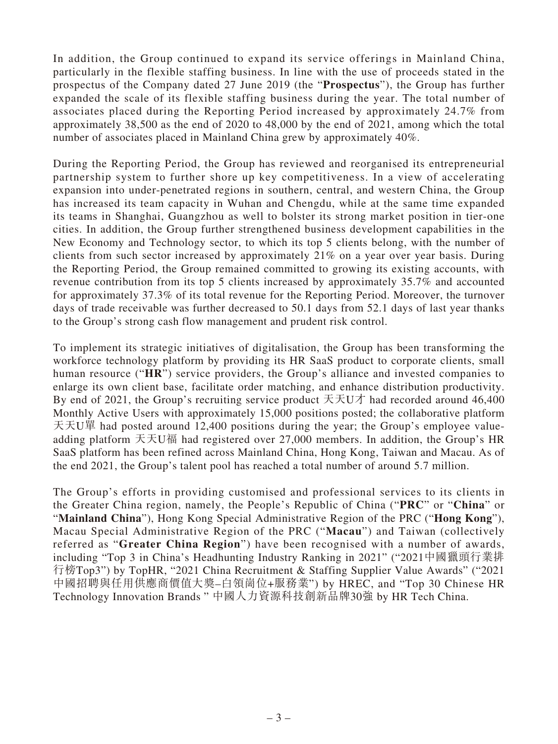In addition, the Group continued to expand its service offerings in Mainland China, particularly in the flexible staffing business. In line with the use of proceeds stated in the prospectus of the Company dated 27 June 2019 (the "**Prospectus**"), the Group has further expanded the scale of its flexible staffing business during the year. The total number of associates placed during the Reporting Period increased by approximately 24.7% from approximately 38,500 as the end of 2020 to 48,000 by the end of 2021, among which the total number of associates placed in Mainland China grew by approximately 40%.

During the Reporting Period, the Group has reviewed and reorganised its entrepreneurial partnership system to further shore up key competitiveness. In a view of accelerating expansion into under-penetrated regions in southern, central, and western China, the Group has increased its team capacity in Wuhan and Chengdu, while at the same time expanded its teams in Shanghai, Guangzhou as well to bolster its strong market position in tier-one cities. In addition, the Group further strengthened business development capabilities in the New Economy and Technology sector, to which its top 5 clients belong, with the number of clients from such sector increased by approximately 21% on a year over year basis. During the Reporting Period, the Group remained committed to growing its existing accounts, with revenue contribution from its top 5 clients increased by approximately 35.7% and accounted for approximately 37.3% of its total revenue for the Reporting Period. Moreover, the turnover days of trade receivable was further decreased to 50.1 days from 52.1 days of last year thanks to the Group's strong cash flow management and prudent risk control.

To implement its strategic initiatives of digitalisation, the Group has been transforming the workforce technology platform by providing its HR SaaS product to corporate clients, small human resource ("**HR**") service providers, the Group's alliance and invested companies to enlarge its own client base, facilitate order matching, and enhance distribution productivity. By end of 2021, the Group's recruiting service product 天天U才 had recorded around 46,400 Monthly Active Users with approximately 15,000 positions posted; the collaborative platform 天天U單 had posted around 12,400 positions during the year; the Group's employee value-adding platform 天天U福 had registered over 27,000 members. In addition, the Group's HR SaaS platform has been refined across Mainland China, Hong Kong, Taiwan and Macau. As of the end 2021, the Group's talent pool has reached a total number of around 5.7 million.

The Group's efforts in providing customised and professional services to its clients in the Greater China region, namely, the People's Republic of China ("**PRC**" or "**China**" or "**Mainland China**"), Hong Kong Special Administrative Region of the PRC ("**Hong Kong**"), Macau Special Administrative Region of the PRC ("**Macau**") and Taiwan (collectively referred as "**Greater China Region**") have been recognised with a number of awards, including "Top 3 in China's Headhunting Industry Ranking in 2021" ("2021中國獵頭行業排行榜Top3") by TopHR, "2021 China Recruitment & Staffing Supplier Value Awards" ("2021中國招聘與任用供應商價值大獎–白領崗位+服務業") by HREC, and "Top 30 Chinese HR Technology Innovation Brands " 中國人力資源科技創新品牌30強 by HR Tech China.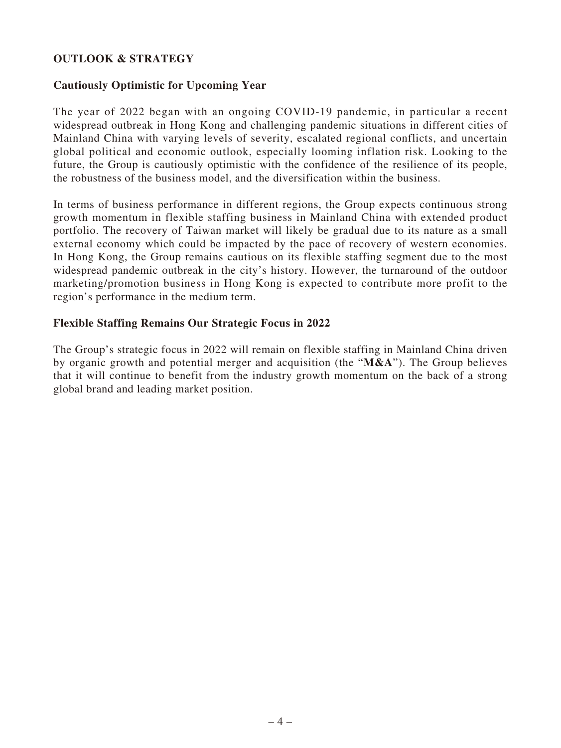## OUTLOOK & STRATEGY

### Cautiously Optimistic for Upcoming Year

The year of 2022 began with an ongoing COVID-19 pandemic, in particular a recent widespread outbreak in Hong Kong and challenging pandemic situations in different cities of Mainland China with varying levels of severity, escalated regional conflicts, and uncertain global political and economic outlook, especially looming inflation risk. Looking to the future, the Group is cautiously optimistic with the confidence of the resilience of its people, the robustness of the business model, and the diversification within the business.

In terms of business performance in different regions, the Group expects continuous strong growth momentum in flexible staffing business in Mainland China with extended product portfolio. The recovery of Taiwan market will likely be gradual due to its nature as a small external economy which could be impacted by the pace of recovery of western economies. In Hong Kong, the Group remains cautious on its flexible staffing segment due to the most widespread pandemic outbreak in the city's history. However, the turnaround of the outdoor marketing/promotion business in Hong Kong is expected to contribute more profit to the region's performance in the medium term.

### Flexible Staffing Remains Our Strategic Focus in 2022

The Group's strategic focus in 2022 will remain on flexible staffing in Mainland China driven by organic growth and potential merger and acquisition (the "**M&A**"). The Group believes that it will continue to benefit from the industry growth momentum on the back of a strong global brand and leading market position.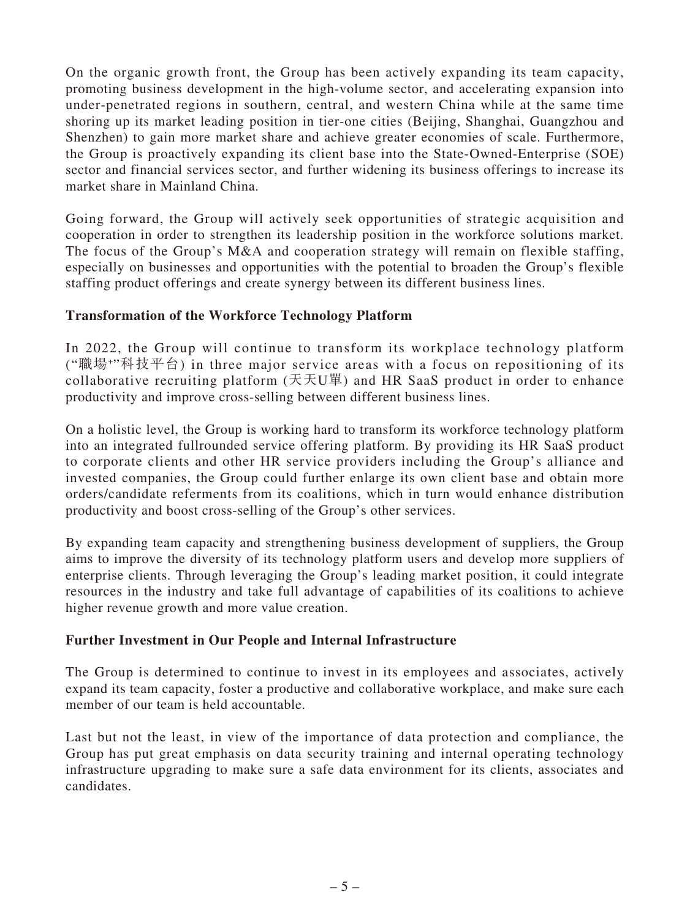On the organic growth front, the Group has been actively expanding its team capacity, promoting business development in the high-volume sector, and accelerating expansion into under-penetrated regions in southern, central, and western China while at the same time shoring up its market leading position in tier-one cities (Beijing, Shanghai, Guangzhou and Shenzhen) to gain more market share and achieve greater economies of scale. Furthermore, the Group is proactively expanding its client base into the State-Owned-Enterprise (SOE) sector and financial services sector, and further widening its business offerings to increase its market share in Mainland China.

Going forward, the Group will actively seek opportunities of strategic acquisition and cooperation in order to strengthen its leadership position in the workforce solutions market. The focus of the Group's M&A and cooperation strategy will remain on flexible staffing, especially on businesses and opportunities with the potential to broaden the Group's flexible staffing product offerings and create synergy between its different business lines.

**Transformation of the Workforce Technology Platform**

In 2022, the Group will continue to transform its workplace technology platform ("職場+"科技平台) in three major service areas with a focus on repositioning of its collaborative recruiting platform (天天U單) and HR SaaS product in order to enhance productivity and improve cross-selling between different business lines.

On a holistic level, the Group is working hard to transform its workforce technology platform into an integrated fullrounded service offering platform. By providing its HR SaaS product to corporate clients and other HR service providers including the Group's alliance and invested companies, the Group could further enlarge its own client base and obtain more orders/candidate referments from its coalitions, which in turn would enhance distribution productivity and boost cross-selling of the Group's other services.

By expanding team capacity and strengthening business development of suppliers, the Group aims to improve the diversity of its technology platform users and develop more suppliers of enterprise clients. Through leveraging the Group's leading market position, it could integrate resources in the industry and take full advantage of capabilities of its coalitions to achieve higher revenue growth and more value creation.

**Further Investment in Our People and Internal Infrastructure**

The Group is determined to continue to invest in its employees and associates, actively expand its team capacity, foster a productive and collaborative workplace, and make sure each member of our team is held accountable.

Last but not the least, in view of the importance of data protection and compliance, the Group has put great emphasis on data security training and internal operating technology infrastructure upgrading to make sure a safe data environment for its clients, associates and candidates.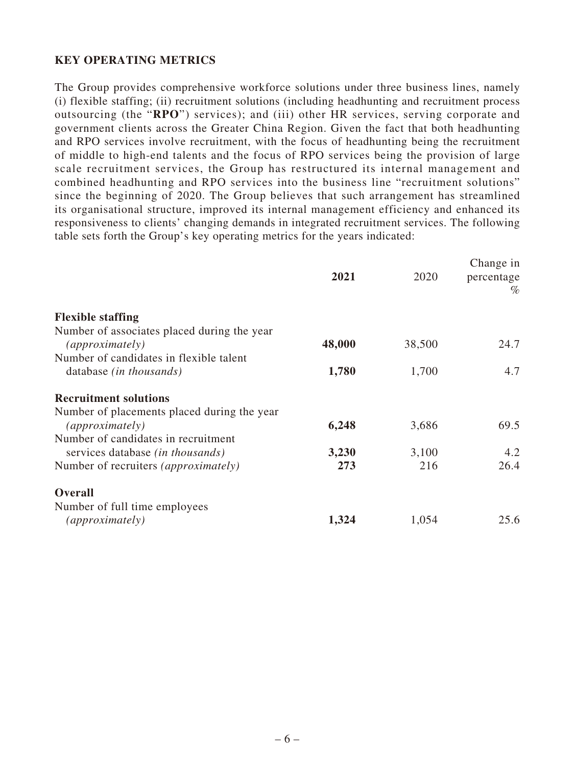## KEY OPERATING METRICS

The Group provides comprehensive workforce solutions under three business lines, namely (i) flexible staffing; (ii) recruitment solutions (including headhunting and recruitment process outsourcing (the "**RPO**") services); and (iii) other HR services, serving corporate and government clients across the Greater China Region. Given the fact that both headhunting and RPO services involve recruitment, with the focus of headhunting being the recruitment of middle to high-end talents and the focus of RPO services being the provision of large scale recruitment services, the Group has restructured its internal management and combined headhunting and RPO services into the business line "recruitment solutions" since the beginning of 2020. The Group believes that such arrangement has streamlined its organisational structure, improved its internal management efficiency and enhanced its responsiveness to clients' changing demands in integrated recruitment services. The following table sets forth the Group's key operating metrics for the years indicated:

| | **2021** | 2020 | Change in percentage % |
|---|---|---|---|
| **Flexible staffing** | | | |
| Number of associates placed during the year *(approximately)* | **48,000** | 38,500 | 24.7 |
| Number of candidates in flexible talent database *(in thousands)* | **1,780** | 1,700 | 4.7 |
| **Recruitment solutions** | | | |
| Number of placements placed during the year *(approximately)* | **6,248** | 3,686 | 69.5 |
| Number of candidates in recruitment services database *(in thousands)* | **3,230** | 3,100 | 4.2 |
| Number of recruiters *(approximately)* | **273** | 216 | 26.4 |
| **Overall** | | | |
| Number of full time employees *(approximately)* | **1,324** | 1,054 | 25.6 |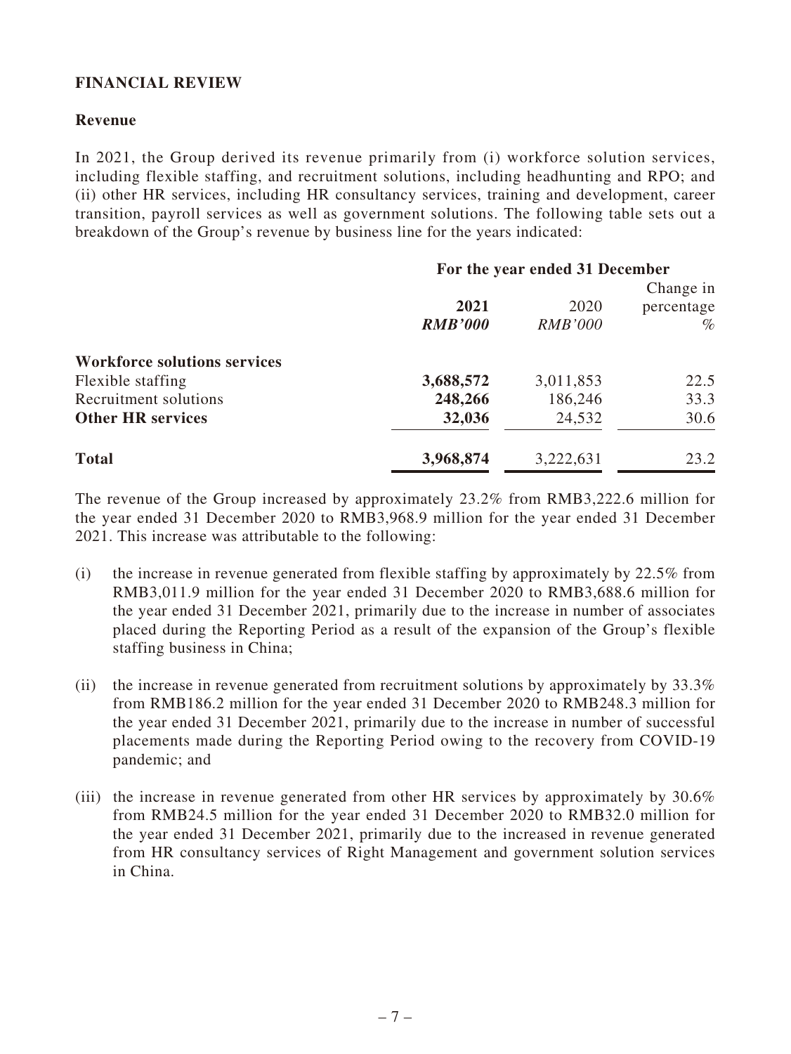## FINANCIAL REVIEW

### Revenue

In 2021, the Group derived its revenue primarily from (i) workforce solution services, including flexible staffing, and recruitment solutions, including headhunting and RPO; and (ii) other HR services, including HR consultancy services, training and development, career transition, payroll services as well as government solutions. The following table sets out a breakdown of the Group's revenue by business line for the years indicated:

| | For the year ended 31 December | | |
|---|---|---|---|
| | **2021** | 2020 | Change in percentage |
| | ***RMB'000*** | *RMB'000* | *%* |
| **Workforce solutions services** | | | |
| Flexible staffing | **3,688,572** | 3,011,853 | 22.5 |
| Recruitment solutions | **248,266** | 186,246 | 33.3 |
| **Other HR services** | **32,036** | 24,532 | 30.6 |
| **Total** | **3,968,874** | 3,222,631 | 23.2 |

The revenue of the Group increased by approximately 23.2% from RMB3,222.6 million for the year ended 31 December 2020 to RMB3,968.9 million for the year ended 31 December 2021. This increase was attributable to the following:

(i) the increase in revenue generated from flexible staffing by approximately by 22.5% from RMB3,011.9 million for the year ended 31 December 2020 to RMB3,688.6 million for the year ended 31 December 2021, primarily due to the increase in number of associates placed during the Reporting Period as a result of the expansion of the Group's flexible staffing business in China;

(ii) the increase in revenue generated from recruitment solutions by approximately by 33.3% from RMB186.2 million for the year ended 31 December 2020 to RMB248.3 million for the year ended 31 December 2021, primarily due to the increase in number of successful placements made during the Reporting Period owing to the recovery from COVID-19 pandemic; and

(iii) the increase in revenue generated from other HR services by approximately by 30.6% from RMB24.5 million for the year ended 31 December 2020 to RMB32.0 million for the year ended 31 December 2021, primarily due to the increased in revenue generated from HR consultancy services of Right Management and government solution services in China.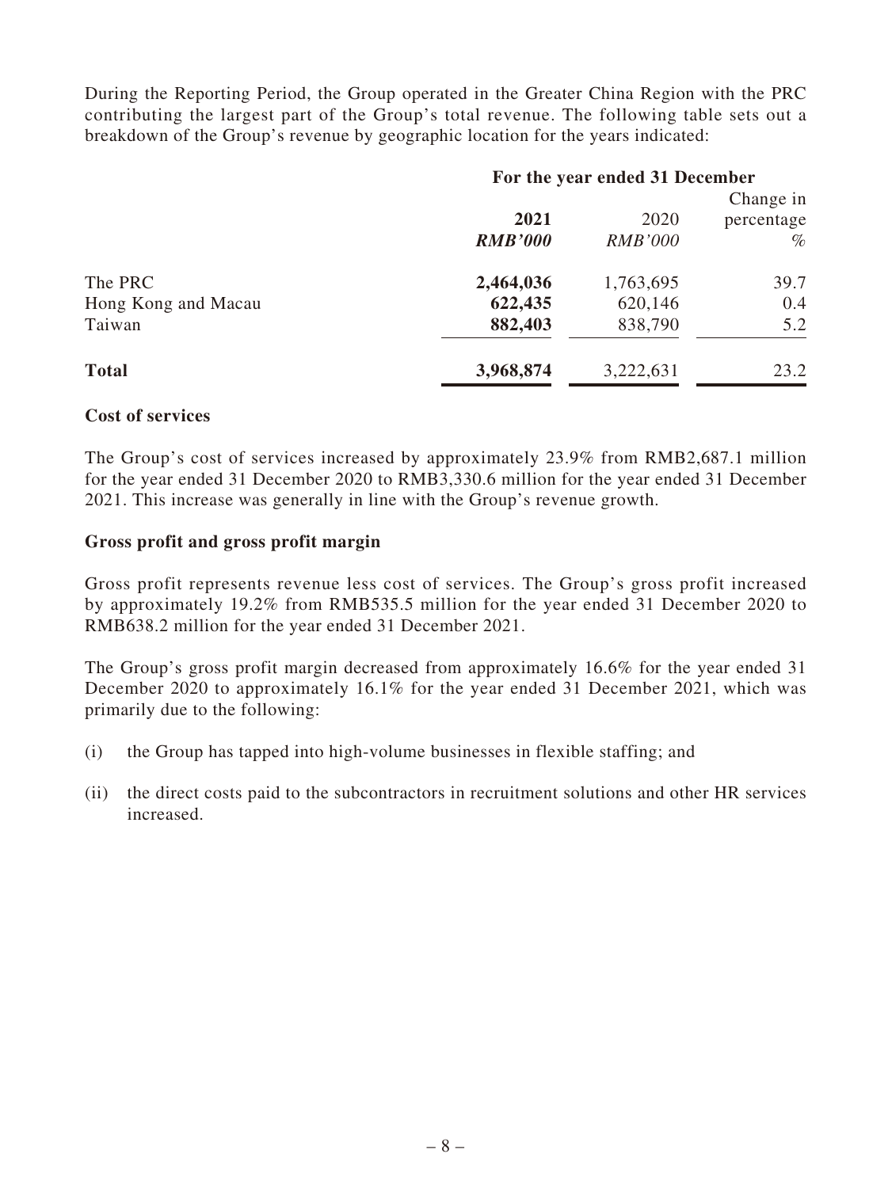During the Reporting Period, the Group operated in the Greater China Region with the PRC contributing the largest part of the Group's total revenue. The following table sets out a breakdown of the Group's revenue by geographic location for the years indicated:

| | For the year ended 31 December | | |
|---|---|---|---|
| | **2021** | 2020 | Change in percentage |
| | ***RMB'000*** | *RMB'000* | *%* |
| The PRC | **2,464,036** | 1,763,695 | 39.7 |
| Hong Kong and Macau | **622,435** | 620,146 | 0.4 |
| Taiwan | **882,403** | 838,790 | 5.2 |
| **Total** | **3,968,874** | 3,222,631 | 23.2 |

**Cost of services**

The Group's cost of services increased by approximately 23.9% from RMB2,687.1 million for the year ended 31 December 2020 to RMB3,330.6 million for the year ended 31 December 2021. This increase was generally in line with the Group's revenue growth.

**Gross profit and gross profit margin**

Gross profit represents revenue less cost of services. The Group's gross profit increased by approximately 19.2% from RMB535.5 million for the year ended 31 December 2020 to RMB638.2 million for the year ended 31 December 2021.

The Group's gross profit margin decreased from approximately 16.6% for the year ended 31 December 2020 to approximately 16.1% for the year ended 31 December 2021, which was primarily due to the following:

(i) the Group has tapped into high-volume businesses in flexible staffing; and

(ii) the direct costs paid to the subcontractors in recruitment solutions and other HR services increased.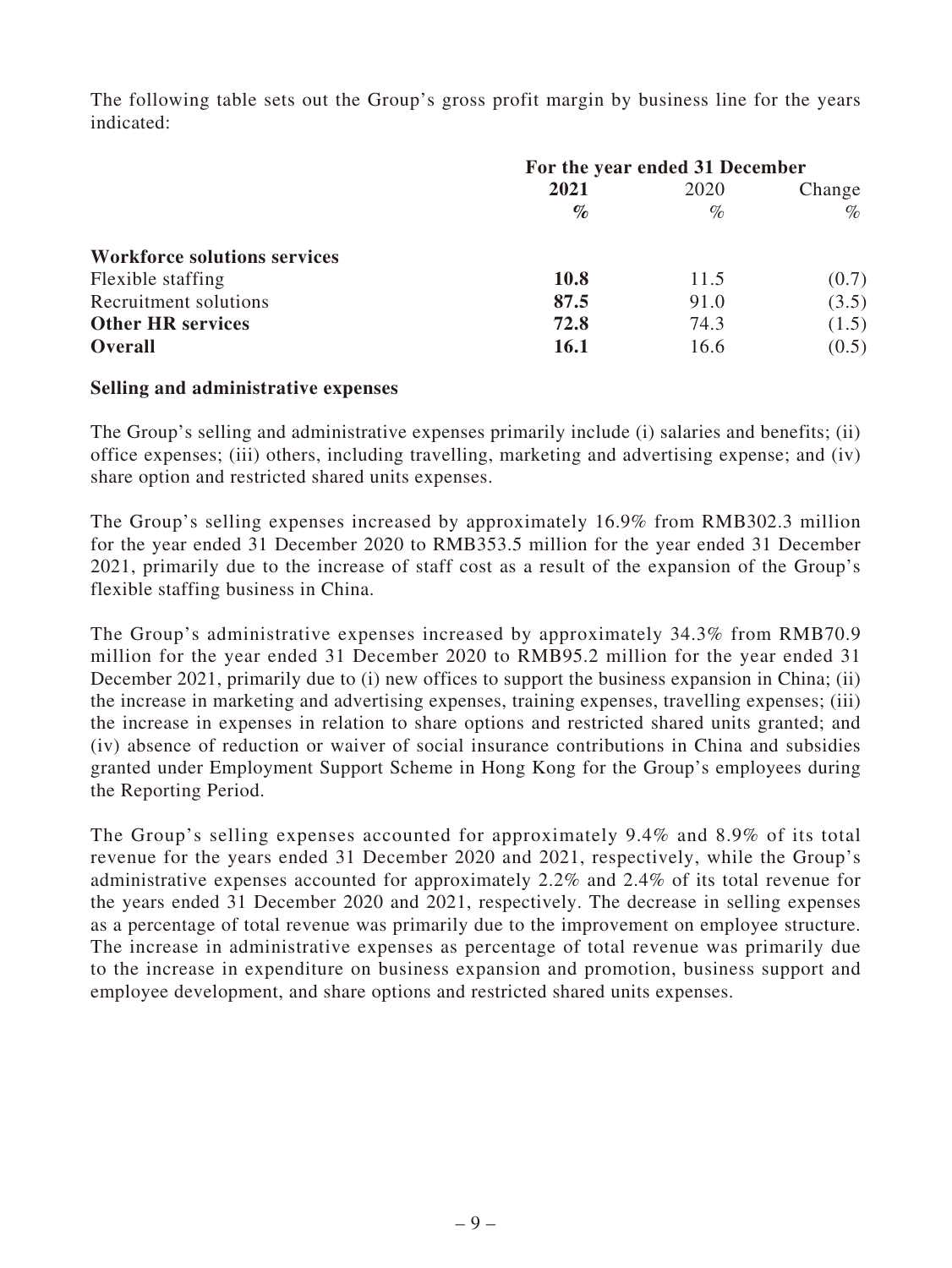The following table sets out the Group's gross profit margin by business line for the years indicated:

| | For the year ended 31 December | | |
|---|---|---|---|
| | **2021** | 2020 | Change |
| | **%** | % | % |
| **Workforce solutions services** | | | |
| Flexible staffing | **10.8** | 11.5 | (0.7) |
| Recruitment solutions | **87.5** | 91.0 | (3.5) |
| **Other HR services** | **72.8** | 74.3 | (1.5) |
| **Overall** | **16.1** | 16.6 | (0.5) |

**Selling and administrative expenses**

The Group's selling and administrative expenses primarily include (i) salaries and benefits; (ii) office expenses; (iii) others, including travelling, marketing and advertising expense; and (iv) share option and restricted shared units expenses.

The Group's selling expenses increased by approximately 16.9% from RMB302.3 million for the year ended 31 December 2020 to RMB353.5 million for the year ended 31 December 2021, primarily due to the increase of staff cost as a result of the expansion of the Group's flexible staffing business in China.

The Group's administrative expenses increased by approximately 34.3% from RMB70.9 million for the year ended 31 December 2020 to RMB95.2 million for the year ended 31 December 2021, primarily due to (i) new offices to support the business expansion in China; (ii) the increase in marketing and advertising expenses, training expenses, travelling expenses; (iii) the increase in expenses in relation to share options and restricted shared units granted; and (iv) absence of reduction or waiver of social insurance contributions in China and subsidies granted under Employment Support Scheme in Hong Kong for the Group's employees during the Reporting Period.

The Group's selling expenses accounted for approximately 9.4% and 8.9% of its total revenue for the years ended 31 December 2020 and 2021, respectively, while the Group's administrative expenses accounted for approximately 2.2% and 2.4% of its total revenue for the years ended 31 December 2020 and 2021, respectively. The decrease in selling expenses as a percentage of total revenue was primarily due to the improvement on employee structure. The increase in administrative expenses as percentage of total revenue was primarily due to the increase in expenditure on business expansion and promotion, business support and employee development, and share options and restricted shared units expenses.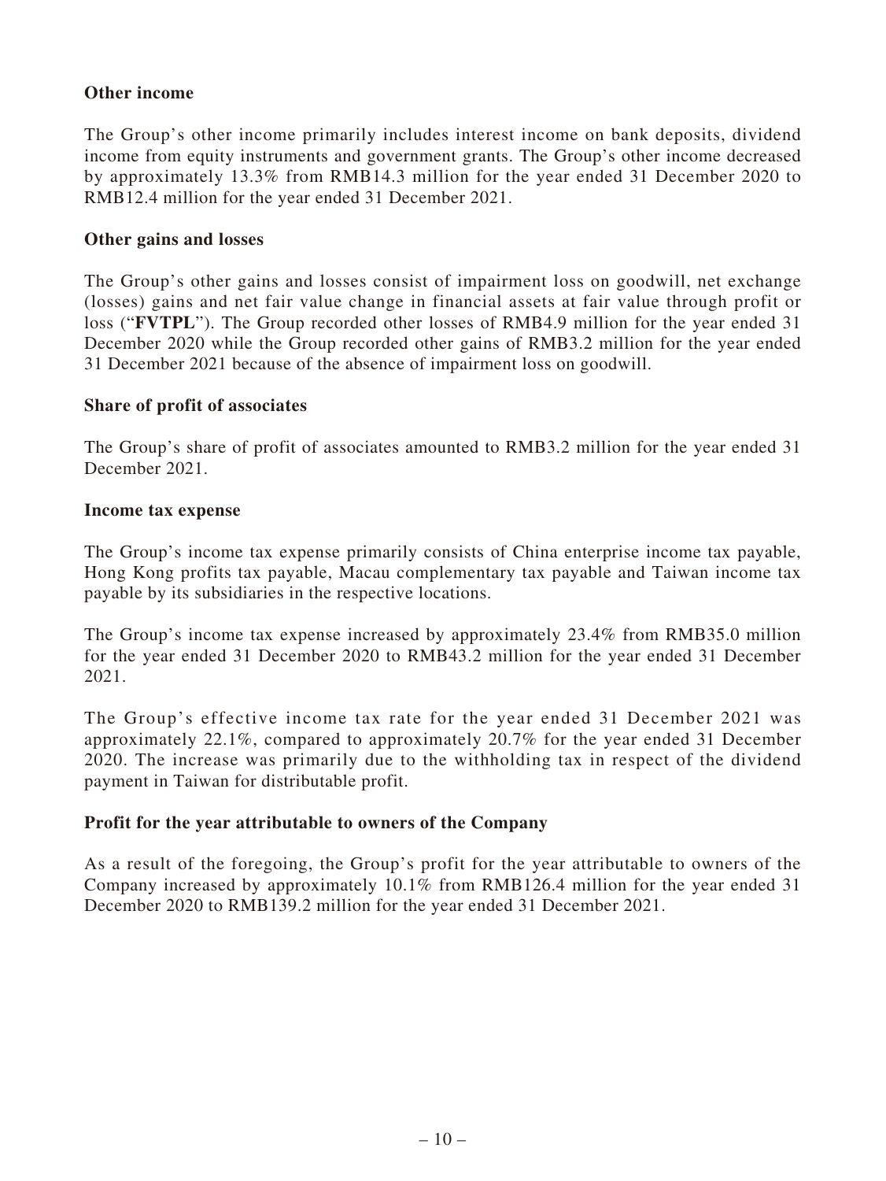**Other income**

The Group's other income primarily includes interest income on bank deposits, dividend income from equity instruments and government grants. The Group's other income decreased by approximately 13.3% from RMB14.3 million for the year ended 31 December 2020 to RMB12.4 million for the year ended 31 December 2021.

**Other gains and losses**

The Group's other gains and losses consist of impairment loss on goodwill, net exchange (losses) gains and net fair value change in financial assets at fair value through profit or loss ("**FVTPL**"). The Group recorded other losses of RMB4.9 million for the year ended 31 December 2020 while the Group recorded other gains of RMB3.2 million for the year ended 31 December 2021 because of the absence of impairment loss on goodwill.

**Share of profit of associates**

The Group's share of profit of associates amounted to RMB3.2 million for the year ended 31 December 2021.

**Income tax expense**

The Group's income tax expense primarily consists of China enterprise income tax payable, Hong Kong profits tax payable, Macau complementary tax payable and Taiwan income tax payable by its subsidiaries in the respective locations.

The Group's income tax expense increased by approximately 23.4% from RMB35.0 million for the year ended 31 December 2020 to RMB43.2 million for the year ended 31 December 2021.

The Group's effective income tax rate for the year ended 31 December 2021 was approximately 22.1%, compared to approximately 20.7% for the year ended 31 December 2020. The increase was primarily due to the withholding tax in respect of the dividend payment in Taiwan for distributable profit.

**Profit for the year attributable to owners of the Company**

As a result of the foregoing, the Group's profit for the year attributable to owners of the Company increased by approximately 10.1% from RMB126.4 million for the year ended 31 December 2020 to RMB139.2 million for the year ended 31 December 2021.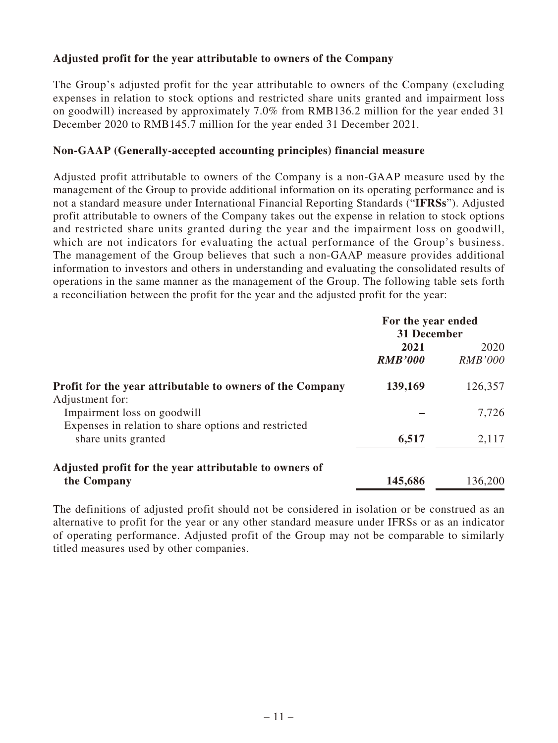**Adjusted profit for the year attributable to owners of the Company**

The Group's adjusted profit for the year attributable to owners of the Company (excluding expenses in relation to stock options and restricted share units granted and impairment loss on goodwill) increased by approximately 7.0% from RMB136.2 million for the year ended 31 December 2020 to RMB145.7 million for the year ended 31 December 2021.

**Non-GAAP (Generally-accepted accounting principles) financial measure**

Adjusted profit attributable to owners of the Company is a non-GAAP measure used by the management of the Group to provide additional information on its operating performance and is not a standard measure under International Financial Reporting Standards ("**IFRSs**"). Adjusted profit attributable to owners of the Company takes out the expense in relation to stock options and restricted share units granted during the year and the impairment loss on goodwill, which are not indicators for evaluating the actual performance of the Group's business. The management of the Group believes that such a non-GAAP measure provides additional information to investors and others in understanding and evaluating the consolidated results of operations in the same manner as the management of the Group. The following table sets forth a reconciliation between the profit for the year and the adjusted profit for the year:

| | For the year ended 31 December | |
|---|---|---|
| | **2021** | 2020 |
| | ***RMB'000*** | *RMB'000* |
| **Profit for the year attributable to owners of the Company** | **139,169** | 126,357 |
| Adjustment for: | | |
| Impairment loss on goodwill | **–** | 7,726 |
| Expenses in relation to share options and restricted share units granted | **6,517** | 2,117 |
| **Adjusted profit for the year attributable to owners of the Company** | **145,686** | 136,200 |

The definitions of adjusted profit should not be considered in isolation or be construed as an alternative to profit for the year or any other standard measure under IFRSs or as an indicator of operating performance. Adjusted profit of the Group may not be comparable to similarly titled measures used by other companies.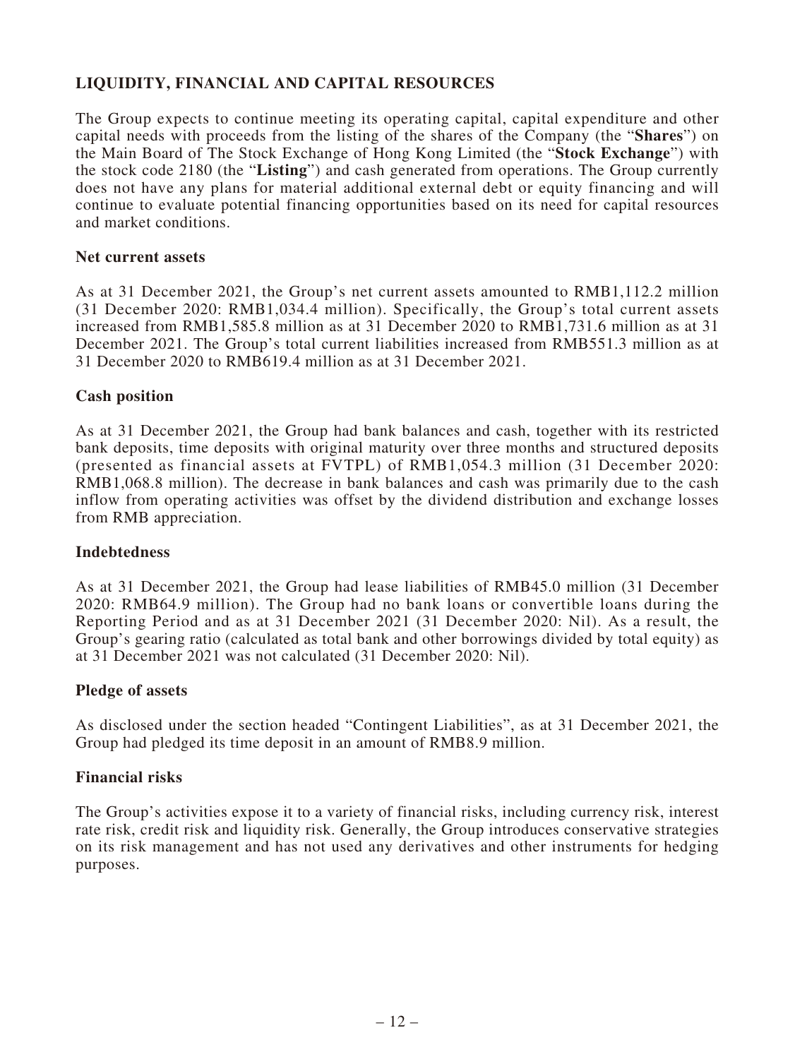## LIQUIDITY, FINANCIAL AND CAPITAL RESOURCES

The Group expects to continue meeting its operating capital, capital expenditure and other capital needs with proceeds from the listing of the shares of the Company (the "**Shares**") on the Main Board of The Stock Exchange of Hong Kong Limited (the "**Stock Exchange**") with the stock code 2180 (the "**Listing**") and cash generated from operations. The Group currently does not have any plans for material additional external debt or equity financing and will continue to evaluate potential financing opportunities based on its need for capital resources and market conditions.

### Net current assets

As at 31 December 2021, the Group's net current assets amounted to RMB1,112.2 million (31 December 2020: RMB1,034.4 million). Specifically, the Group's total current assets increased from RMB1,585.8 million as at 31 December 2020 to RMB1,731.6 million as at 31 December 2021. The Group's total current liabilities increased from RMB551.3 million as at 31 December 2020 to RMB619.4 million as at 31 December 2021.

### Cash position

As at 31 December 2021, the Group had bank balances and cash, together with its restricted bank deposits, time deposits with original maturity over three months and structured deposits (presented as financial assets at FVTPL) of RMB1,054.3 million (31 December 2020: RMB1,068.8 million). The decrease in bank balances and cash was primarily due to the cash inflow from operating activities was offset by the dividend distribution and exchange losses from RMB appreciation.

### Indebtedness

As at 31 December 2021, the Group had lease liabilities of RMB45.0 million (31 December 2020: RMB64.9 million). The Group had no bank loans or convertible loans during the Reporting Period and as at 31 December 2021 (31 December 2020: Nil). As a result, the Group's gearing ratio (calculated as total bank and other borrowings divided by total equity) as at 31 December 2021 was not calculated (31 December 2020: Nil).

### Pledge of assets

As disclosed under the section headed "Contingent Liabilities", as at 31 December 2021, the Group had pledged its time deposit in an amount of RMB8.9 million.

### Financial risks

The Group's activities expose it to a variety of financial risks, including currency risk, interest rate risk, credit risk and liquidity risk. Generally, the Group introduces conservative strategies on its risk management and has not used any derivatives and other instruments for hedging purposes.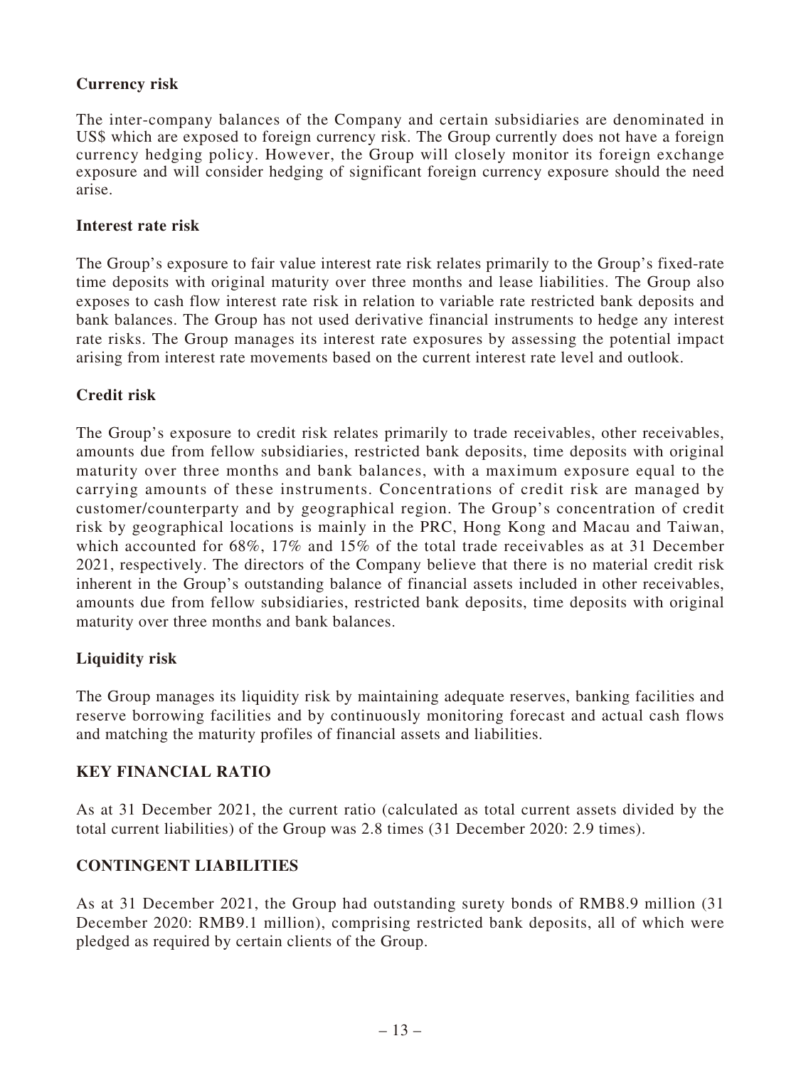### Currency risk

The inter-company balances of the Company and certain subsidiaries are denominated in US$ which are exposed to foreign currency risk. The Group currently does not have a foreign currency hedging policy. However, the Group will closely monitor its foreign exchange exposure and will consider hedging of significant foreign currency exposure should the need arise.

### Interest rate risk

The Group's exposure to fair value interest rate risk relates primarily to the Group's fixed-rate time deposits with original maturity over three months and lease liabilities. The Group also exposes to cash flow interest rate risk in relation to variable rate restricted bank deposits and bank balances. The Group has not used derivative financial instruments to hedge any interest rate risks. The Group manages its interest rate exposures by assessing the potential impact arising from interest rate movements based on the current interest rate level and outlook.

### Credit risk

The Group's exposure to credit risk relates primarily to trade receivables, other receivables, amounts due from fellow subsidiaries, restricted bank deposits, time deposits with original maturity over three months and bank balances, with a maximum exposure equal to the carrying amounts of these instruments. Concentrations of credit risk are managed by customer/counterparty and by geographical region. The Group's concentration of credit risk by geographical locations is mainly in the PRC, Hong Kong and Macau and Taiwan, which accounted for 68%, 17% and 15% of the total trade receivables as at 31 December 2021, respectively. The directors of the Company believe that there is no material credit risk inherent in the Group's outstanding balance of financial assets included in other receivables, amounts due from fellow subsidiaries, restricted bank deposits, time deposits with original maturity over three months and bank balances.

### Liquidity risk

The Group manages its liquidity risk by maintaining adequate reserves, banking facilities and reserve borrowing facilities and by continuously monitoring forecast and actual cash flows and matching the maturity profiles of financial assets and liabilities.

## KEY FINANCIAL RATIO

As at 31 December 2021, the current ratio (calculated as total current assets divided by the total current liabilities) of the Group was 2.8 times (31 December 2020: 2.9 times).

## CONTINGENT LIABILITIES

As at 31 December 2021, the Group had outstanding surety bonds of RMB8.9 million (31 December 2020: RMB9.1 million), comprising restricted bank deposits, all of which were pledged as required by certain clients of the Group.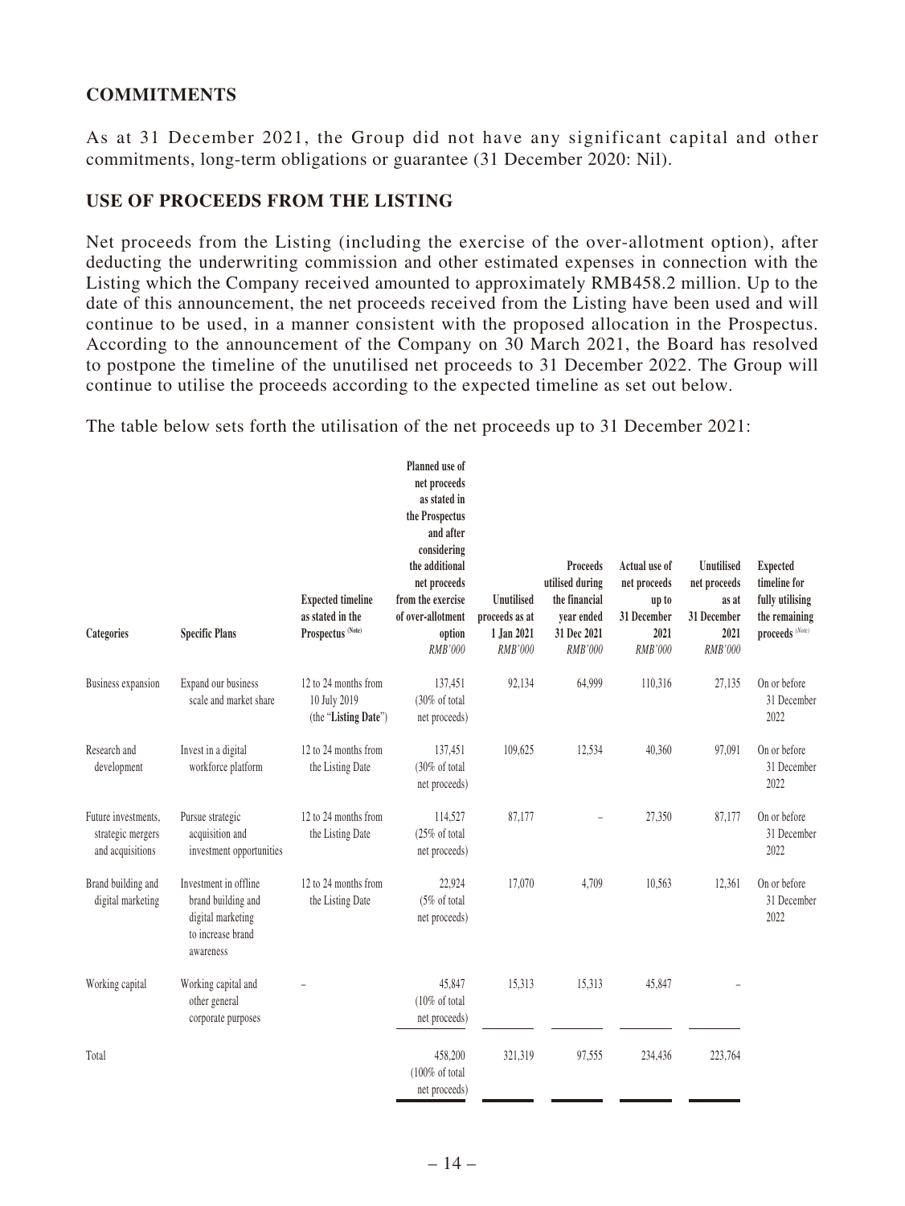## COMMITMENTS

As at 31 December 2021, the Group did not have any significant capital and other commitments, long-term obligations or guarantee (31 December 2020: Nil).

## USE OF PROCEEDS FROM THE LISTING

Net proceeds from the Listing (including the exercise of the over-allotment option), after deducting the underwriting commission and other estimated expenses in connection with the Listing which the Company received amounted to approximately RMB458.2 million. Up to the date of this announcement, the net proceeds received from the Listing have been used and will continue to be used, in a manner consistent with the proposed allocation in the Prospectus. According to the announcement of the Company on 30 March 2021, the Board has resolved to postpone the timeline of the unutilised net proceeds to 31 December 2022. The Group will continue to utilise the proceeds according to the expected timeline as set out below.

The table below sets forth the utilisation of the net proceeds up to 31 December 2021:

| Categories | Specific Plans | Expected timeline as stated in the Prospectus (Note) | Planned use of net proceeds as stated in the Prospectus and after considering the additional net proceeds from the exercise of over-allotment option *RMB'000* | Unutilised proceeds as at 1 Jan 2021 *RMB'000* | Proceeds utilised during the financial year ended 31 Dec 2021 *RMB'000* | Actual use of net proceeds up to 31 December 2021 *RMB'000* | Unutilised net proceeds as at 31 December 2021 *RMB'000* | Expected timeline for fully utilising the remaining proceeds (Note) |
|---|---|---|---|---|---|---|---|---|
| Business expansion | Expand our business scale and market share | 12 to 24 months from 10 July 2019 (the "**Listing Date**") | 137,451 (30% of total net proceeds) | 92,134 | 64,999 | 110,316 | 27,135 | On or before 31 December 2022 |
| Research and development | Invest in a digital workforce platform | 12 to 24 months from the Listing Date | 137,451 (30% of total net proceeds) | 109,625 | 12,534 | 40,360 | 97,091 | On or before 31 December 2022 |
| Future investments, strategic mergers and acquisitions | Pursue strategic acquisition and investment opportunities | 12 to 24 months from the Listing Date | 114,527 (25% of total net proceeds) | 87,177 | – | 27,350 | 87,177 | On or before 31 December 2022 |
| Brand building and digital marketing | Investment in offline brand building and digital marketing to increase brand awareness | 12 to 24 months from the Listing Date | 22,924 (5% of total net proceeds) | 17,070 | 4,709 | 10,563 | 12,361 | On or before 31 December 2022 |
| Working capital | Working capital and other general corporate purposes | – | 45,847 (10% of total net proceeds) | 15,313 | 15,313 | 45,847 | – | |
| Total | | | 458,200 (100% of total net proceeds) | 321,319 | 97,555 | 234,436 | 223,764 | |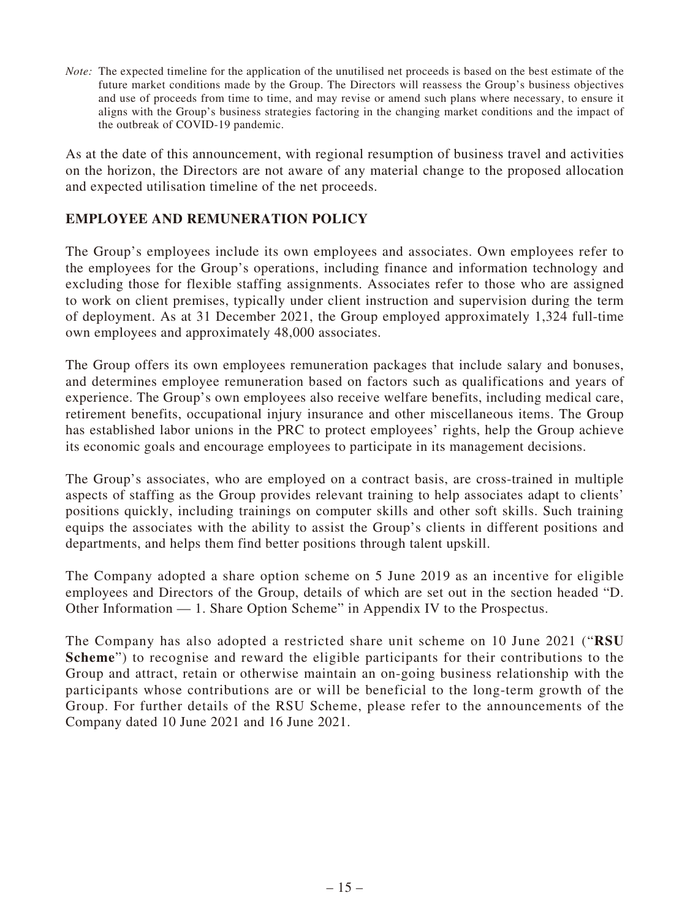*Note:* The expected timeline for the application of the unutilised net proceeds is based on the best estimate of the future market conditions made by the Group. The Directors will reassess the Group's business objectives and use of proceeds from time to time, and may revise or amend such plans where necessary, to ensure it aligns with the Group's business strategies factoring in the changing market conditions and the impact of the outbreak of COVID-19 pandemic.

As at the date of this announcement, with regional resumption of business travel and activities on the horizon, the Directors are not aware of any material change to the proposed allocation and expected utilisation timeline of the net proceeds.

## EMPLOYEE AND REMUNERATION POLICY

The Group's employees include its own employees and associates. Own employees refer to the employees for the Group's operations, including finance and information technology and excluding those for flexible staffing assignments. Associates refer to those who are assigned to work on client premises, typically under client instruction and supervision during the term of deployment. As at 31 December 2021, the Group employed approximately 1,324 full-time own employees and approximately 48,000 associates.

The Group offers its own employees remuneration packages that include salary and bonuses, and determines employee remuneration based on factors such as qualifications and years of experience. The Group's own employees also receive welfare benefits, including medical care, retirement benefits, occupational injury insurance and other miscellaneous items. The Group has established labor unions in the PRC to protect employees' rights, help the Group achieve its economic goals and encourage employees to participate in its management decisions.

The Group's associates, who are employed on a contract basis, are cross-trained in multiple aspects of staffing as the Group provides relevant training to help associates adapt to clients' positions quickly, including trainings on computer skills and other soft skills. Such training equips the associates with the ability to assist the Group's clients in different positions and departments, and helps them find better positions through talent upskill.

The Company adopted a share option scheme on 5 June 2019 as an incentive for eligible employees and Directors of the Group, details of which are set out in the section headed "D. Other Information — 1. Share Option Scheme" in Appendix IV to the Prospectus.

The Company has also adopted a restricted share unit scheme on 10 June 2021 ("**RSU Scheme**") to recognise and reward the eligible participants for their contributions to the Group and attract, retain or otherwise maintain an on-going business relationship with the participants whose contributions are or will be beneficial to the long-term growth of the Group. For further details of the RSU Scheme, please refer to the announcements of the Company dated 10 June 2021 and 16 June 2021.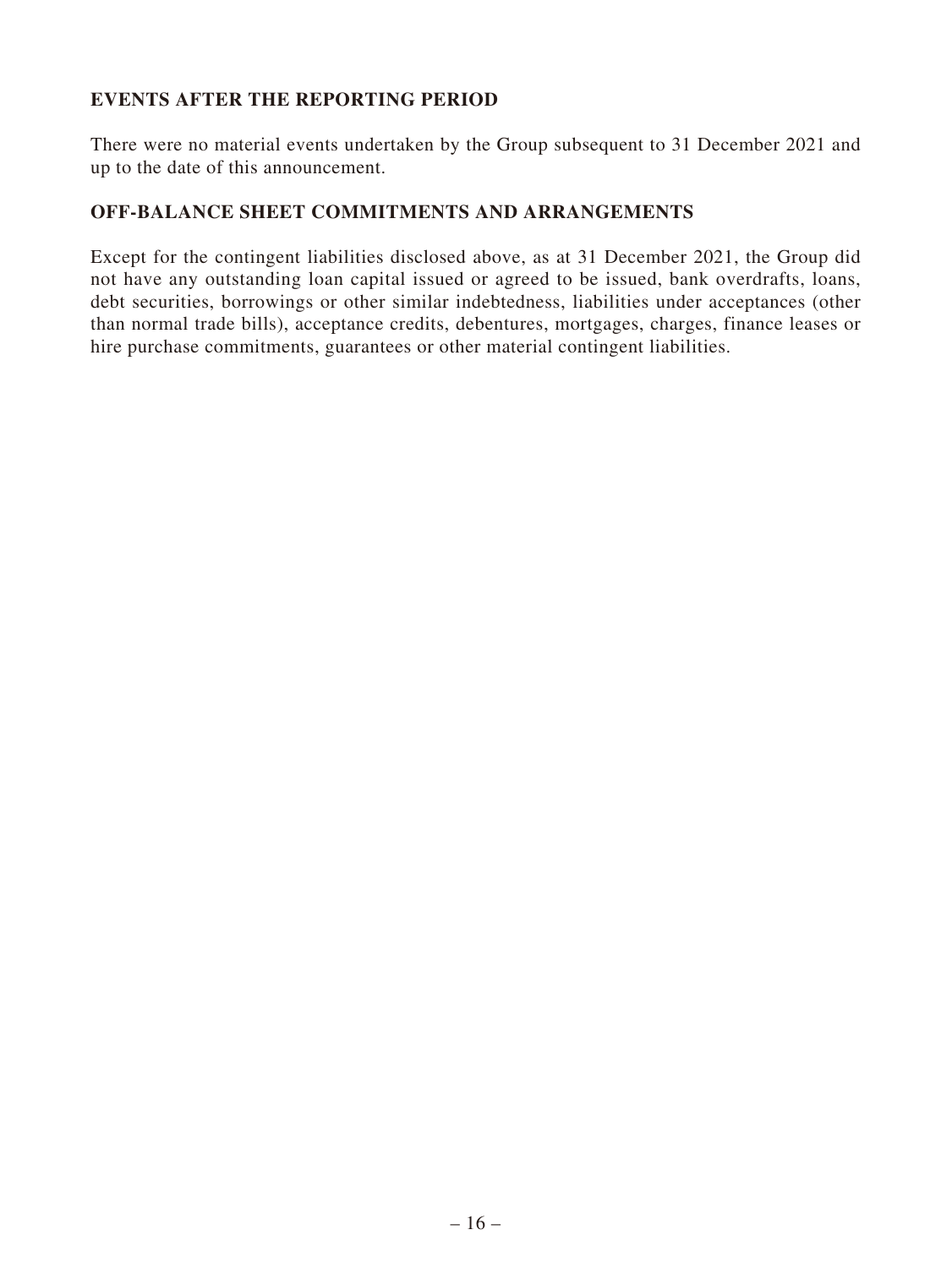## EVENTS AFTER THE REPORTING PERIOD

There were no material events undertaken by the Group subsequent to 31 December 2021 and up to the date of this announcement.

## OFF-BALANCE SHEET COMMITMENTS AND ARRANGEMENTS

Except for the contingent liabilities disclosed above, as at 31 December 2021, the Group did not have any outstanding loan capital issued or agreed to be issued, bank overdrafts, loans, debt securities, borrowings or other similar indebtedness, liabilities under acceptances (other than normal trade bills), acceptance credits, debentures, mortgages, charges, finance leases or hire purchase commitments, guarantees or other material contingent liabilities.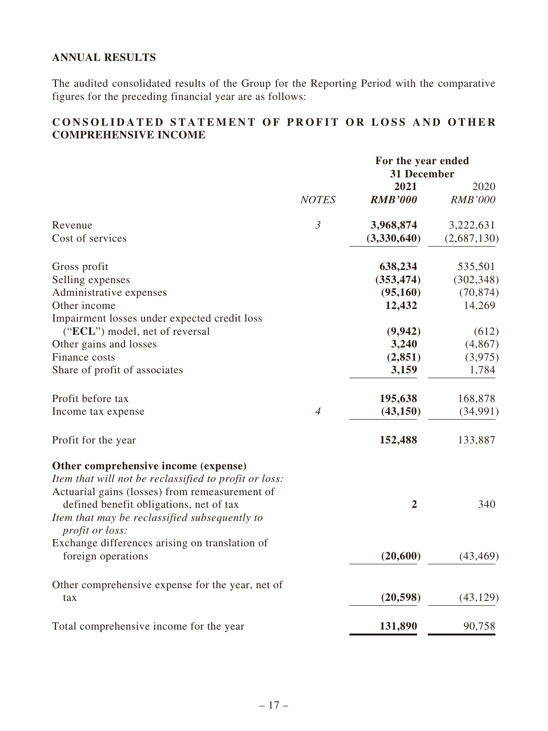## ANNUAL RESULTS

The audited consolidated results of the Group for the Reporting Period with the comparative figures for the preceding financial year are as follows:

## CONSOLIDATED STATEMENT OF PROFIT OR LOSS AND OTHER COMPREHENSIVE INCOME

| | | For the year ended 31 December | |
|---|---|---|---|
| | *NOTES* | **2021** | 2020 |
| | | ***RMB'000*** | *RMB'000* |
| Revenue | *3* | **3,968,874** | 3,222,631 |
| Cost of services | | **(3,330,640)** | (2,687,130) |
| Gross profit | | **638,234** | 535,501 |
| Selling expenses | | **(353,474)** | (302,348) |
| Administrative expenses | | **(95,160)** | (70,874) |
| Other income | | **12,432** | 14,269 |
| Impairment losses under expected credit loss ("**ECL**") model, net of reversal | | **(9,942)** | (612) |
| Other gains and losses | | **3,240** | (4,867) |
| Finance costs | | **(2,851)** | (3,975) |
| Share of profit of associates | | **3,159** | 1,784 |
| Profit before tax | | **195,638** | 168,878 |
| Income tax expense | *4* | **(43,150)** | (34,991) |
| Profit for the year | | **152,488** | 133,887 |
| **Other comprehensive income (expense)** | | | |
| *Item that will not be reclassified to profit or loss:* | | | |
| Actuarial gains (losses) from remeasurement of defined benefit obligations, net of tax | | **2** | 340 |
| *Item that may be reclassified subsequently to profit or loss:* | | | |
| Exchange differences arising on translation of foreign operations | | **(20,600)** | (43,469) |
| Other comprehensive expense for the year, net of tax | | **(20,598)** | (43,129) |
| Total comprehensive income for the year | | **131,890** | 90,758 |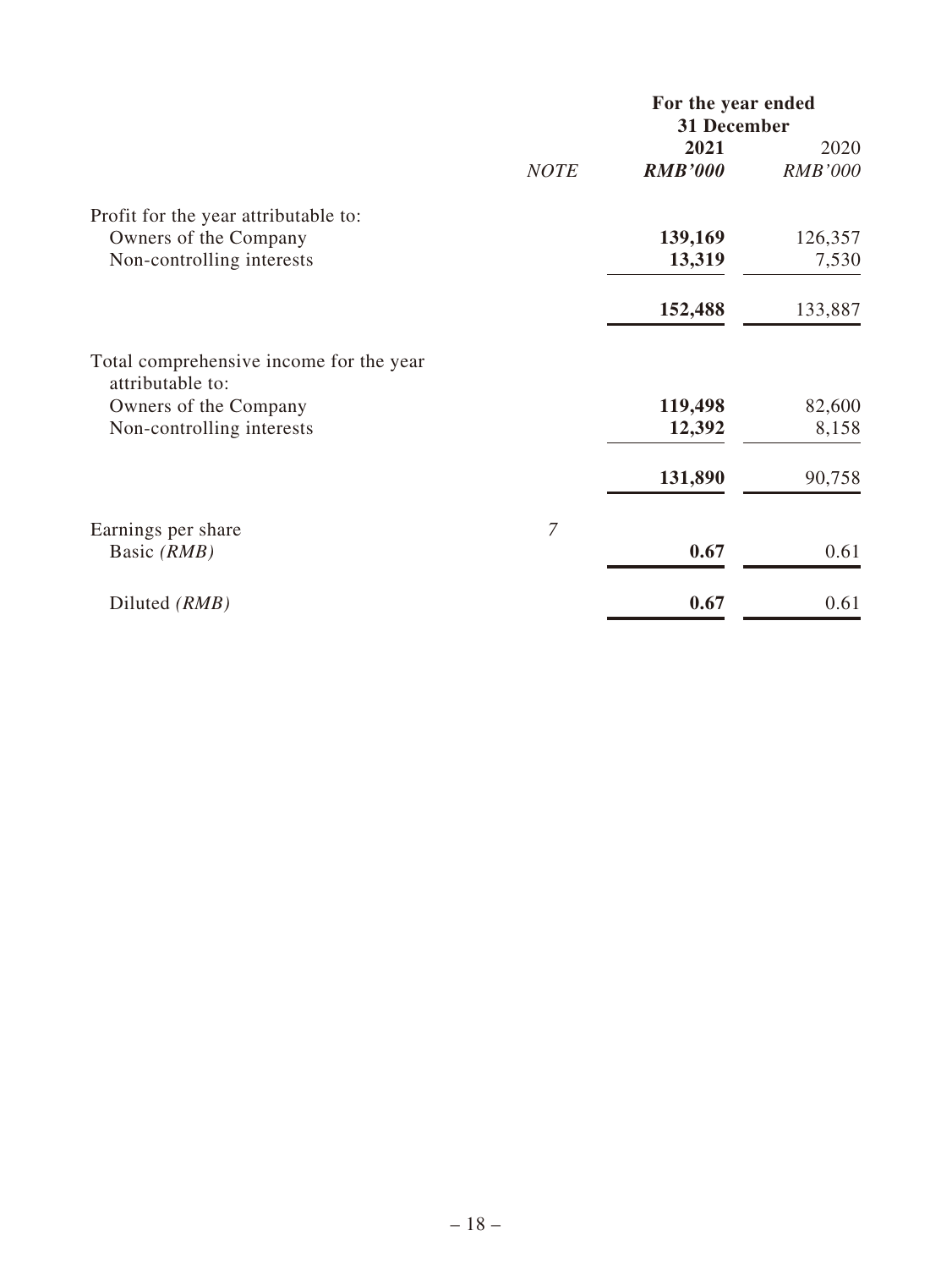| | NOTE | For the year ended 31 December | |
|---|---|---|---|
| | | **2021** | 2020 |
| | | ***RMB'000*** | *RMB'000* |
| Profit for the year attributable to: | | | |
| Owners of the Company | | **139,169** | 126,357 |
| Non-controlling interests | | **13,319** | 7,530 |
| | | **152,488** | 133,887 |
| Total comprehensive income for the year attributable to: | | | |
| Owners of the Company | | **119,498** | 82,600 |
| Non-controlling interests | | **12,392** | 8,158 |
| | | **131,890** | 90,758 |
| Earnings per share | *7* | | |
| Basic *(RMB)* | | **0.67** | 0.61 |
| Diluted *(RMB)* | | **0.67** | 0.61 |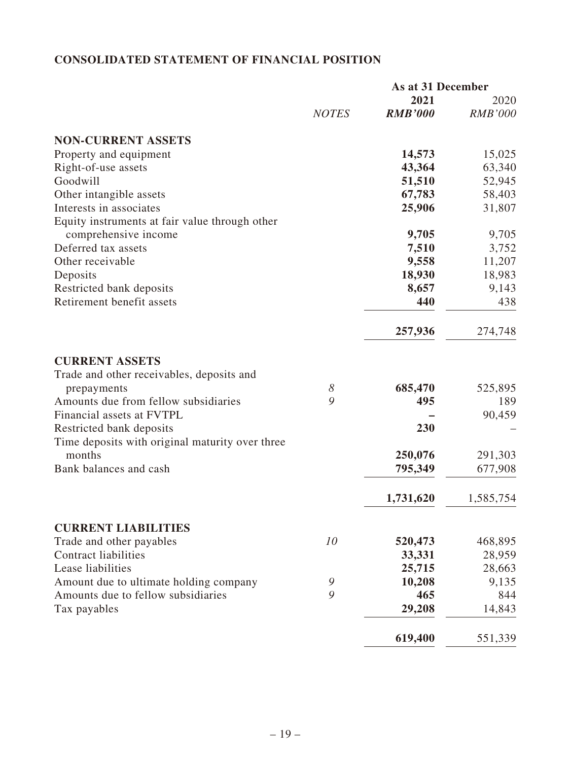## CONSOLIDATED STATEMENT OF FINANCIAL POSITION

| | *NOTES* | As at 31 December<br>**2021**<br>***RMB'000*** | <br>2020<br>*RMB'000* |
|---|---|---|---|
| **NON-CURRENT ASSETS** | | | |
| Property and equipment | | **14,573** | 15,025 |
| Right-of-use assets | | **43,364** | 63,340 |
| Goodwill | | **51,510** | 52,945 |
| Other intangible assets | | **67,783** | 58,403 |
| Interests in associates | | **25,906** | 31,807 |
| Equity instruments at fair value through other comprehensive income | | **9,705** | 9,705 |
| Deferred tax assets | | **7,510** | 3,752 |
| Other receivable | | **9,558** | 11,207 |
| Deposits | | **18,930** | 18,983 |
| Restricted bank deposits | | **8,657** | 9,143 |
| Retirement benefit assets | | **440** | 438 |
| | | **257,936** | 274,748 |
| **CURRENT ASSETS** | | | |
| Trade and other receivables, deposits and prepayments | 8 | **685,470** | 525,895 |
| Amounts due from fellow subsidiaries | 9 | **495** | 189 |
| Financial assets at FVTPL | | **–** | 90,459 |
| Restricted bank deposits | | **230** | – |
| Time deposits with original maturity over three months | | **250,076** | 291,303 |
| Bank balances and cash | | **795,349** | 677,908 |
| | | **1,731,620** | 1,585,754 |
| **CURRENT LIABILITIES** | | | |
| Trade and other payables | 10 | **520,473** | 468,895 |
| Contract liabilities | | **33,331** | 28,959 |
| Lease liabilities | | **25,715** | 28,663 |
| Amount due to ultimate holding company | 9 | **10,208** | 9,135 |
| Amounts due to fellow subsidiaries | 9 | **465** | 844 |
| Tax payables | | **29,208** | 14,843 |
| | | **619,400** | 551,339 |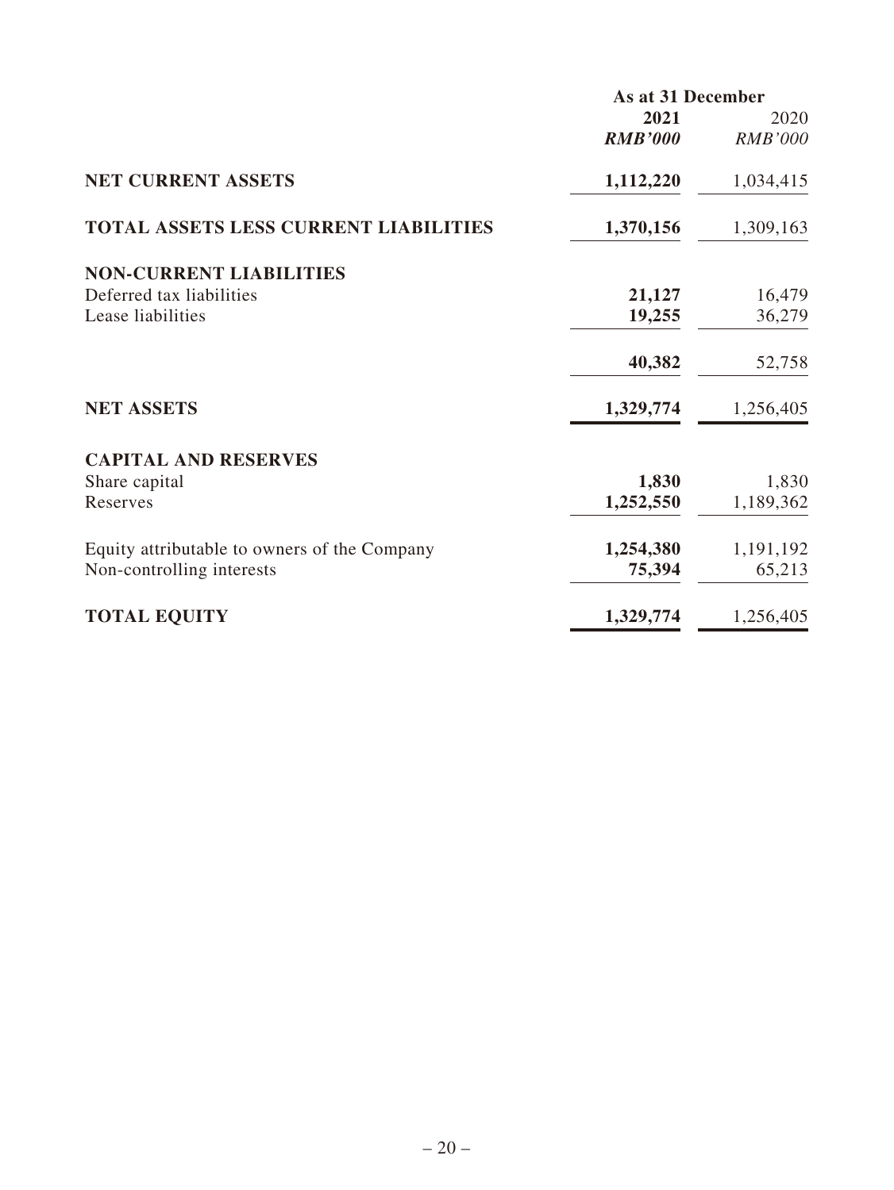| | As at 31 December | |
|---|---|---|
| | **2021** | 2020 |
| | ***RMB'000*** | *RMB'000* |
| **NET CURRENT ASSETS** | **1,112,220** | 1,034,415 |
| **TOTAL ASSETS LESS CURRENT LIABILITIES** | **1,370,156** | 1,309,163 |
| **NON-CURRENT LIABILITIES** | | |
| Deferred tax liabilities | **21,127** | 16,479 |
| Lease liabilities | **19,255** | 36,279 |
| | **40,382** | 52,758 |
| **NET ASSETS** | **1,329,774** | 1,256,405 |
| **CAPITAL AND RESERVES** | | |
| Share capital | **1,830** | 1,830 |
| Reserves | **1,252,550** | 1,189,362 |
| Equity attributable to owners of the Company | **1,254,380** | 1,191,192 |
| Non-controlling interests | **75,394** | 65,213 |
| **TOTAL EQUITY** | **1,329,774** | 1,256,405 |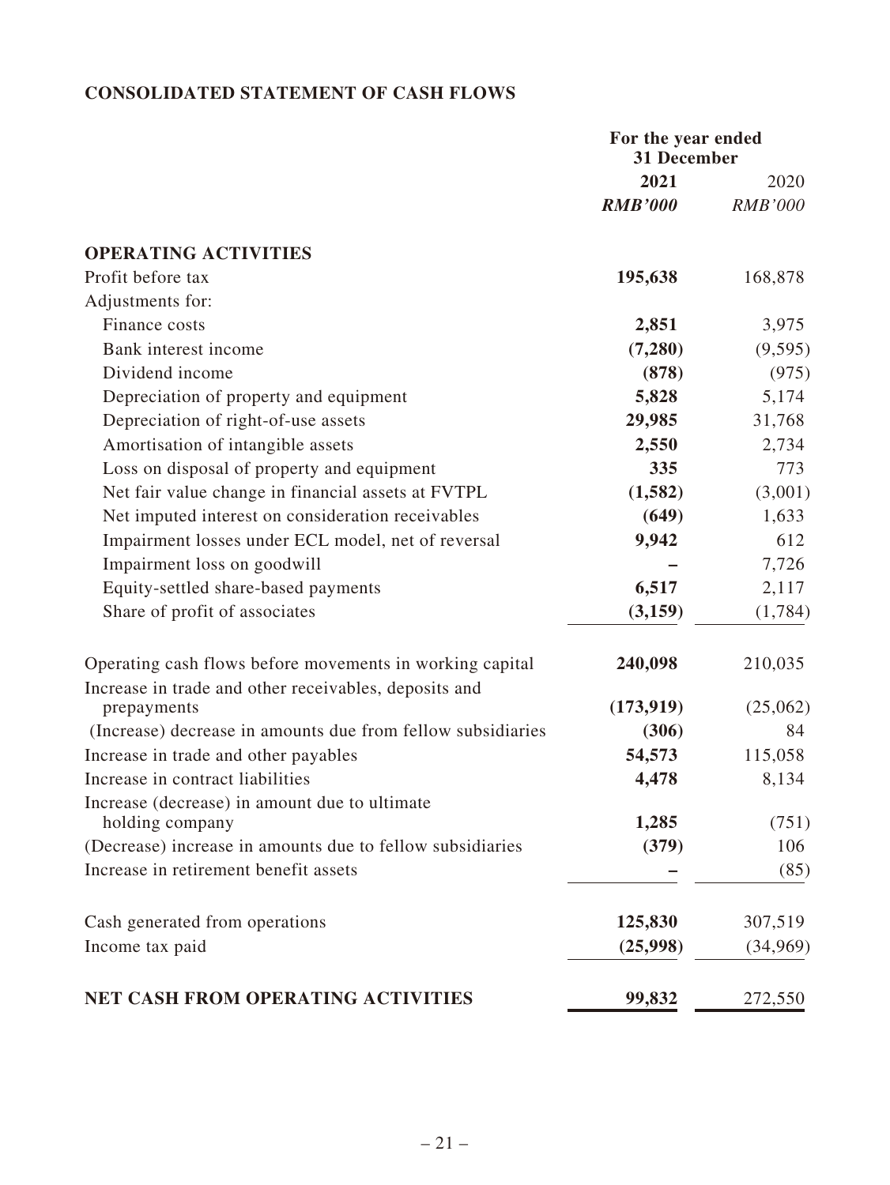## CONSOLIDATED STATEMENT OF CASH FLOWS

| | For the year ended 31 December | |
|---|---|---|
| | **2021** | 2020 |
| | ***RMB'000*** | *RMB'000* |
| **OPERATING ACTIVITIES** | | |
| Profit before tax | **195,638** | 168,878 |
| Adjustments for: | | |
| Finance costs | **2,851** | 3,975 |
| Bank interest income | **(7,280)** | (9,595) |
| Dividend income | **(878)** | (975) |
| Depreciation of property and equipment | **5,828** | 5,174 |
| Depreciation of right-of-use assets | **29,985** | 31,768 |
| Amortisation of intangible assets | **2,550** | 2,734 |
| Loss on disposal of property and equipment | **335** | 773 |
| Net fair value change in financial assets at FVTPL | **(1,582)** | (3,001) |
| Net imputed interest on consideration receivables | **(649)** | 1,633 |
| Impairment losses under ECL model, net of reversal | **9,942** | 612 |
| Impairment loss on goodwill | **–** | 7,726 |
| Equity-settled share-based payments | **6,517** | 2,117 |
| Share of profit of associates | **(3,159)** | (1,784) |
| Operating cash flows before movements in working capital | **240,098** | 210,035 |
| Increase in trade and other receivables, deposits and prepayments | **(173,919)** | (25,062) |
| (Increase) decrease in amounts due from fellow subsidiaries | **(306)** | 84 |
| Increase in trade and other payables | **54,573** | 115,058 |
| Increase in contract liabilities | **4,478** | 8,134 |
| Increase (decrease) in amount due to ultimate holding company | **1,285** | (751) |
| (Decrease) increase in amounts due to fellow subsidiaries | **(379)** | 106 |
| Increase in retirement benefit assets | **–** | (85) |
| Cash generated from operations | **125,830** | 307,519 |
| Income tax paid | **(25,998)** | (34,969) |
| **NET CASH FROM OPERATING ACTIVITIES** | **99,832** | 272,550 |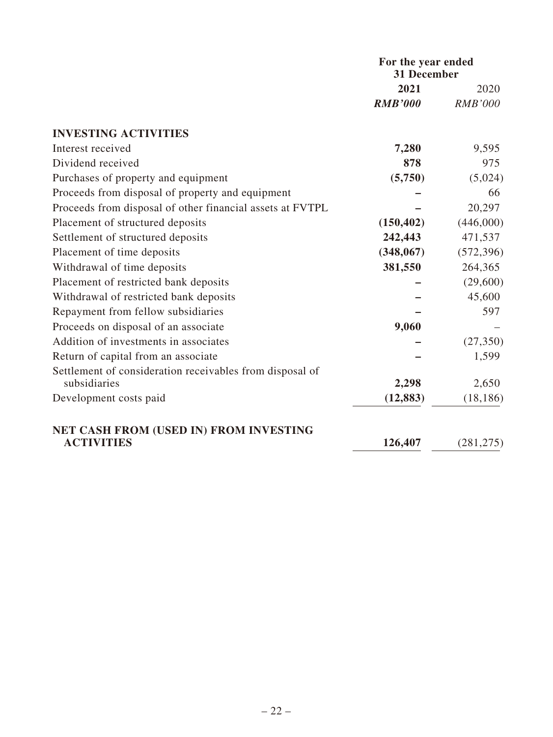| | For the year ended 31 December | |
|---|---|---|
| | **2021** | 2020 |
| | ***RMB'000*** | *RMB'000* |
| **INVESTING ACTIVITIES** | | |
| Interest received | **7,280** | 9,595 |
| Dividend received | **878** | 975 |
| Purchases of property and equipment | **(5,750)** | (5,024) |
| Proceeds from disposal of property and equipment | **–** | 66 |
| Proceeds from disposal of other financial assets at FVTPL | **–** | 20,297 |
| Placement of structured deposits | **(150,402)** | (446,000) |
| Settlement of structured deposits | **242,443** | 471,537 |
| Placement of time deposits | **(348,067)** | (572,396) |
| Withdrawal of time deposits | **381,550** | 264,365 |
| Placement of restricted bank deposits | **–** | (29,600) |
| Withdrawal of restricted bank deposits | **–** | 45,600 |
| Repayment from fellow subsidiaries | **–** | 597 |
| Proceeds on disposal of an associate | **9,060** | – |
| Addition of investments in associates | **–** | (27,350) |
| Return of capital from an associate | **–** | 1,599 |
| Settlement of consideration receivables from disposal of subsidiaries | **2,298** | 2,650 |
| Development costs paid | **(12,883)** | (18,186) |
| **NET CASH FROM (USED IN) FROM INVESTING ACTIVITIES** | **126,407** | (281,275) |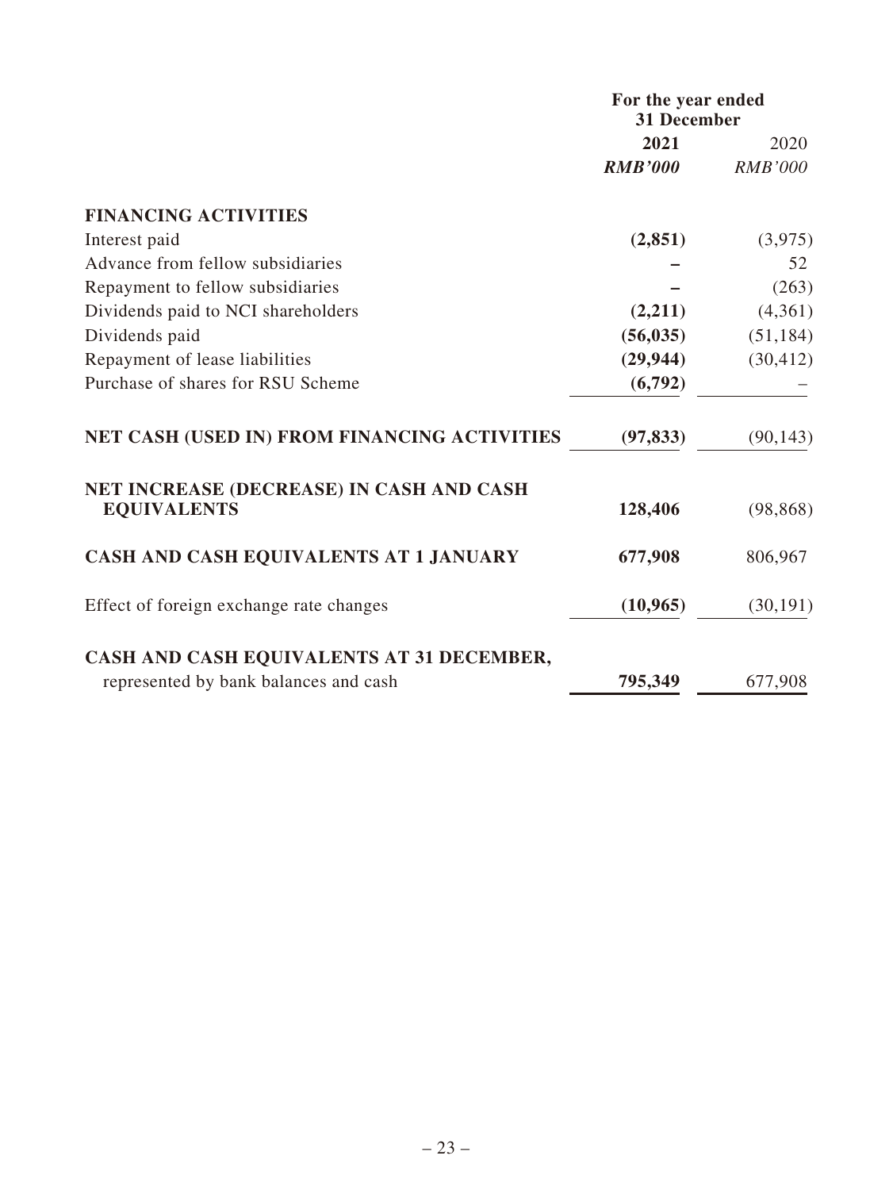| | For the year ended 31 December | |
|---|---|---|
| | **2021** | 2020 |
| | ***RMB'000*** | *RMB'000* |
| **FINANCING ACTIVITIES** | | |
| Interest paid | **(2,851)** | (3,975) |
| Advance from fellow subsidiaries | **–** | 52 |
| Repayment to fellow subsidiaries | **–** | (263) |
| Dividends paid to NCI shareholders | **(2,211)** | (4,361) |
| Dividends paid | **(56,035)** | (51,184) |
| Repayment of lease liabilities | **(29,944)** | (30,412) |
| Purchase of shares for RSU Scheme | **(6,792)** | – |
| **NET CASH (USED IN) FROM FINANCING ACTIVITIES** | **(97,833)** | (90,143) |
| **NET INCREASE (DECREASE) IN CASH AND CASH EQUIVALENTS** | **128,406** | (98,868) |
| **CASH AND CASH EQUIVALENTS AT 1 JANUARY** | **677,908** | 806,967 |
| Effect of foreign exchange rate changes | **(10,965)** | (30,191) |
| **CASH AND CASH EQUIVALENTS AT 31 DECEMBER,** represented by bank balances and cash | **795,349** | 677,908 |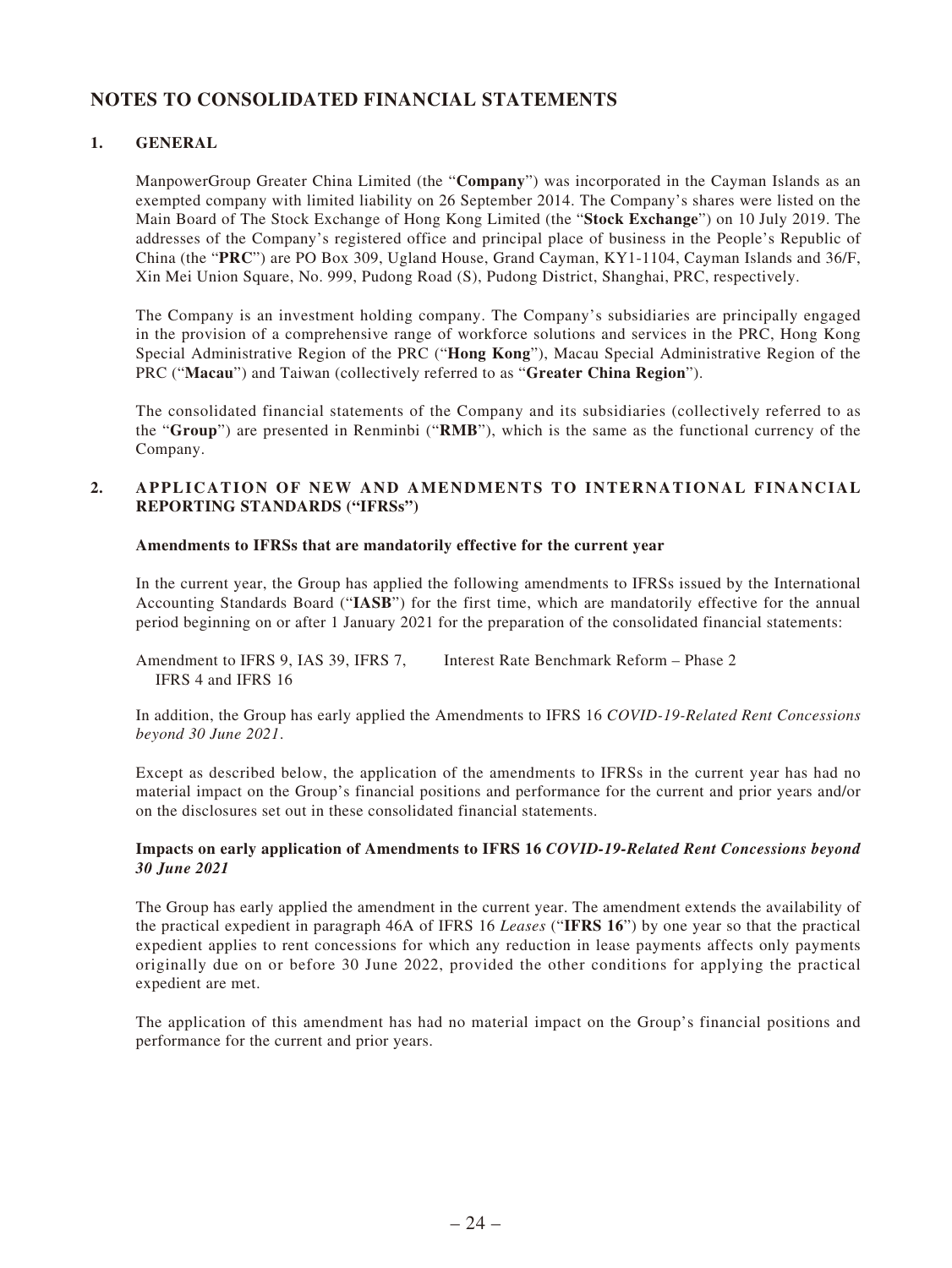# NOTES TO CONSOLIDATED FINANCIAL STATEMENTS

## 1. GENERAL

ManpowerGroup Greater China Limited (the "**Company**") was incorporated in the Cayman Islands as an exempted company with limited liability on 26 September 2014. The Company's shares were listed on the Main Board of The Stock Exchange of Hong Kong Limited (the "**Stock Exchange**") on 10 July 2019. The addresses of the Company's registered office and principal place of business in the People's Republic of China (the "**PRC**") are PO Box 309, Ugland House, Grand Cayman, KY1-1104, Cayman Islands and 36/F, Xin Mei Union Square, No. 999, Pudong Road (S), Pudong District, Shanghai, PRC, respectively.

The Company is an investment holding company. The Company's subsidiaries are principally engaged in the provision of a comprehensive range of workforce solutions and services in the PRC, Hong Kong Special Administrative Region of the PRC ("**Hong Kong**"), Macau Special Administrative Region of the PRC ("**Macau**") and Taiwan (collectively referred to as "**Greater China Region**").

The consolidated financial statements of the Company and its subsidiaries (collectively referred to as the "**Group**") are presented in Renminbi ("**RMB**"), which is the same as the functional currency of the Company.

## 2. APPLICATION OF NEW AND AMENDMENTS TO INTERNATIONAL FINANCIAL REPORTING STANDARDS ("IFRSs")

**Amendments to IFRSs that are mandatorily effective for the current year**

In the current year, the Group has applied the following amendments to IFRSs issued by the International Accounting Standards Board ("**IASB**") for the first time, which are mandatorily effective for the annual period beginning on or after 1 January 2021 for the preparation of the consolidated financial statements:

| | |
|---|---|
| Amendment to IFRS 9, IAS 39, IFRS 7, IFRS 4 and IFRS 16 | Interest Rate Benchmark Reform – Phase 2 |

In addition, the Group has early applied the Amendments to IFRS 16 *COVID-19-Related Rent Concessions beyond 30 June 2021*.

Except as described below, the application of the amendments to IFRSs in the current year has had no material impact on the Group's financial positions and performance for the current and prior years and/or on the disclosures set out in these consolidated financial statements.

**Impacts on early application of Amendments to IFRS 16 *COVID-19-Related Rent Concessions beyond 30 June 2021***

The Group has early applied the amendment in the current year. The amendment extends the availability of the practical expedient in paragraph 46A of IFRS 16 *Leases* ("**IFRS 16**") by one year so that the practical expedient applies to rent concessions for which any reduction in lease payments affects only payments originally due on or before 30 June 2022, provided the other conditions for applying the practical expedient are met.

The application of this amendment has had no material impact on the Group's financial positions and performance for the current and prior years.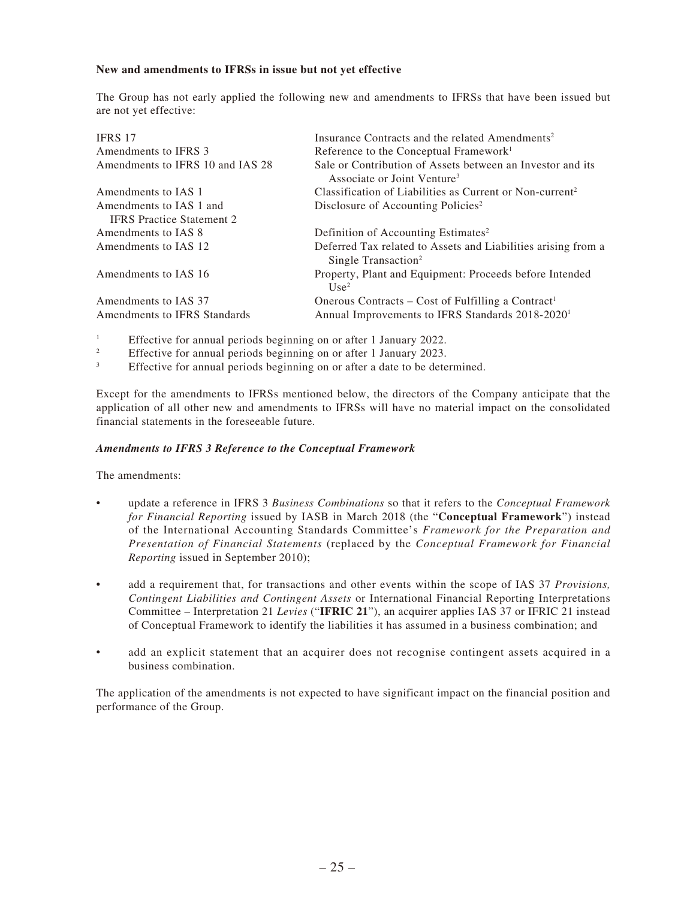**New and amendments to IFRSs in issue but not yet effective**

The Group has not early applied the following new and amendments to IFRSs that have been issued but are not yet effective:

| | |
|---|---|
| IFRS 17 | Insurance Contracts and the related Amendments[2] |
| Amendments to IFRS 3 | Reference to the Conceptual Framework[1] |
| Amendments to IFRS 10 and IAS 28 | Sale or Contribution of Assets between an Investor and its Associate or Joint Venture[3] |
| Amendments to IAS 1 | Classification of Liabilities as Current or Non-current[2] |
| Amendments to IAS 1 and IFRS Practice Statement 2 | Disclosure of Accounting Policies[2] |
| Amendments to IAS 8 | Definition of Accounting Estimates[2] |
| Amendments to IAS 12 | Deferred Tax related to Assets and Liabilities arising from a Single Transaction[2] |
| Amendments to IAS 16 | Property, Plant and Equipment: Proceeds before Intended Use[2] |
| Amendments to IAS 37 | Onerous Contracts – Cost of Fulfilling a Contract[1] |
| Amendments to IFRS Standards | Annual Improvements to IFRS Standards 2018-2020[1] |

[1] Effective for annual periods beginning on or after 1 January 2022.

[2] Effective for annual periods beginning on or after 1 January 2023.

[3] Effective for annual periods beginning on or after a date to be determined.

Except for the amendments to IFRSs mentioned below, the directors of the Company anticipate that the application of all other new and amendments to IFRSs will have no material impact on the consolidated financial statements in the foreseeable future.

***Amendments to IFRS 3 Reference to the Conceptual Framework***

The amendments:

- update a reference in IFRS 3 *Business Combinations* so that it refers to the *Conceptual Framework for Financial Reporting* issued by IASB in March 2018 (the "**Conceptual Framework**") instead of the International Accounting Standards Committee's *Framework for the Preparation and Presentation of Financial Statements* (replaced by the *Conceptual Framework for Financial Reporting* issued in September 2010);

- add a requirement that, for transactions and other events within the scope of IAS 37 *Provisions, Contingent Liabilities and Contingent Assets* or International Financial Reporting Interpretations Committee – Interpretation 21 *Levies* ("**IFRIC 21**"), an acquirer applies IAS 37 or IFRIC 21 instead of Conceptual Framework to identify the liabilities it has assumed in a business combination; and

- add an explicit statement that an acquirer does not recognise contingent assets acquired in a business combination.

The application of the amendments is not expected to have significant impact on the financial position and performance of the Group.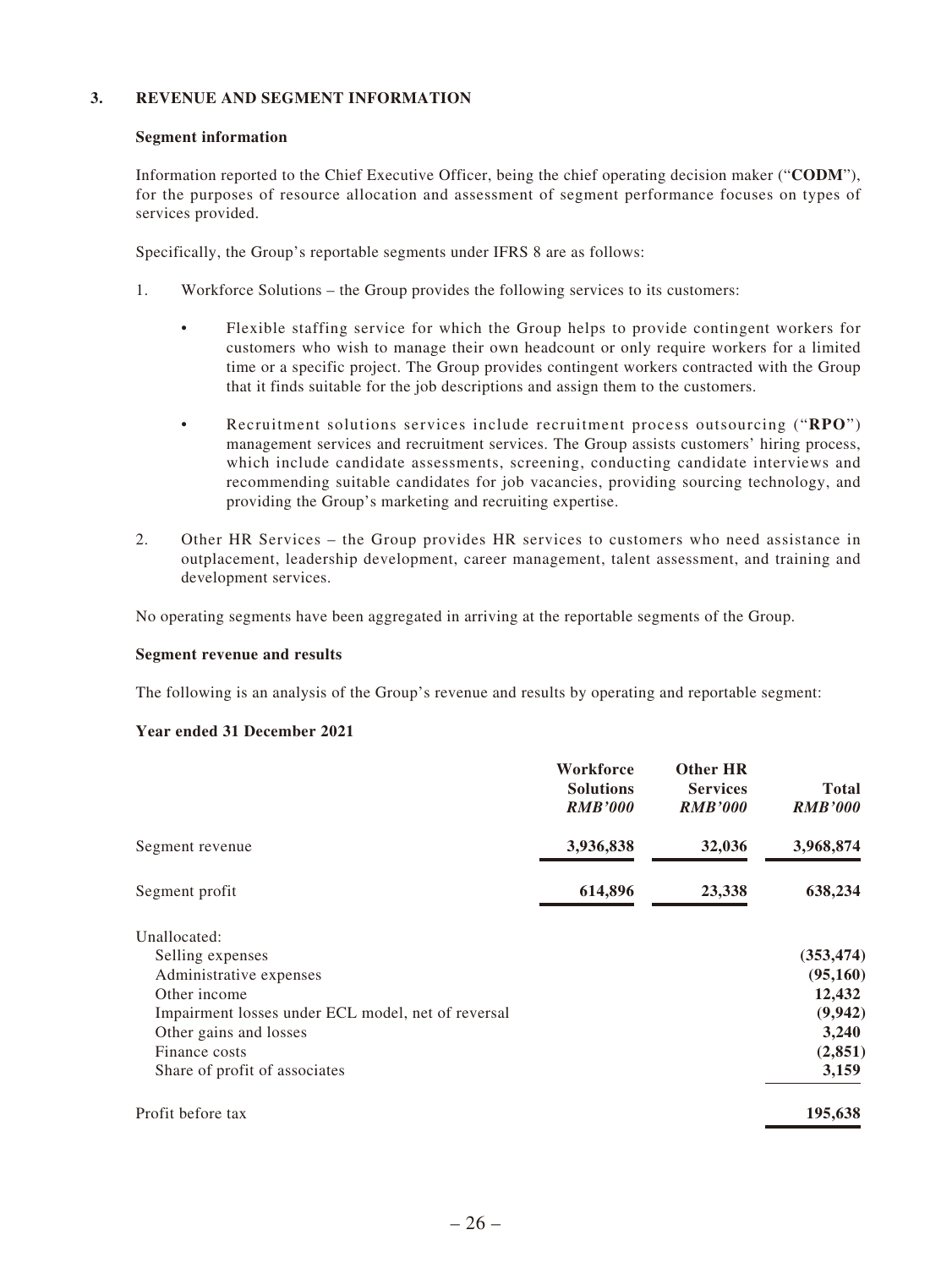## 3. REVENUE AND SEGMENT INFORMATION

### Segment information

Information reported to the Chief Executive Officer, being the chief operating decision maker ("**CODM**"), for the purposes of resource allocation and assessment of segment performance focuses on types of services provided.

Specifically, the Group's reportable segments under IFRS 8 are as follows:

1. Workforce Solutions – the Group provides the following services to its customers:

   - Flexible staffing service for which the Group helps to provide contingent workers for customers who wish to manage their own headcount or only require workers for a limited time or a specific project. The Group provides contingent workers contracted with the Group that it finds suitable for the job descriptions and assign them to the customers.

   - Recruitment solutions services include recruitment process outsourcing ("**RPO**") management services and recruitment services. The Group assists customers' hiring process, which include candidate assessments, screening, conducting candidate interviews and recommending suitable candidates for job vacancies, providing sourcing technology, and providing the Group's marketing and recruiting expertise.

2. Other HR Services – the Group provides HR services to customers who need assistance in outplacement, leadership development, career management, talent assessment, and training and development services.

No operating segments have been aggregated in arriving at the reportable segments of the Group.

### Segment revenue and results

The following is an analysis of the Group's revenue and results by operating and reportable segment:

**Year ended 31 December 2021**

| | Workforce Solutions *RMB'000* | Other HR Services *RMB'000* | Total *RMB'000* |
|---|---|---|---|
| Segment revenue | **3,936,838** | **32,036** | **3,968,874** |
| Segment profit | **614,896** | **23,338** | **638,234** |
| Unallocated: | | | |
| Selling expenses | | | **(353,474)** |
| Administrative expenses | | | **(95,160)** |
| Other income | | | **12,432** |
| Impairment losses under ECL model, net of reversal | | | **(9,942)** |
| Other gains and losses | | | **3,240** |
| Finance costs | | | **(2,851)** |
| Share of profit of associates | | | **3,159** |
| Profit before tax | | | **195,638** |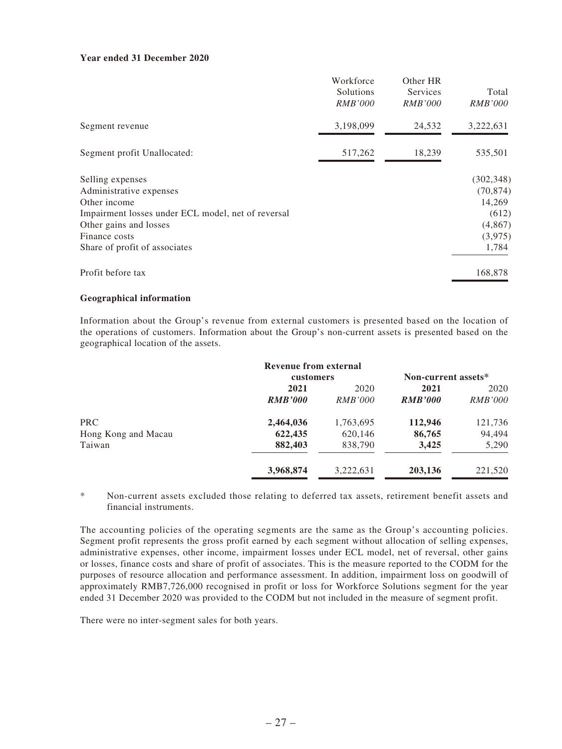**Year ended 31 December 2020**

| | Workforce Solutions *RMB'000* | Other HR Services *RMB'000* | Total *RMB'000* |
|---|---|---|---|
| Segment revenue | 3,198,099 | 24,532 | 3,222,631 |
| Segment profit Unallocated: | 517,262 | 18,239 | 535,501 |
| Selling expenses | | | (302,348) |
| Administrative expenses | | | (70,874) |
| Other income | | | 14,269 |
| Impairment losses under ECL model, net of reversal | | | (612) |
| Other gains and losses | | | (4,867) |
| Finance costs | | | (3,975) |
| Share of profit of associates | | | 1,784 |
| Profit before tax | | | 168,878 |

**Geographical information**

Information about the Group's revenue from external customers is presented based on the location of the operations of customers. Information about the Group's non-current assets is presented based on the geographical location of the assets.

| | Revenue from external customers | | Non-current assets* | |
|---|---|---|---|---|
| | **2021** | 2020 | **2021** | 2020 |
| | ***RMB'000*** | *RMB'000* | ***RMB'000*** | *RMB'000* |
| PRC | **2,464,036** | 1,763,695 | **112,946** | 121,736 |
| Hong Kong and Macau | **622,435** | 620,146 | **86,765** | 94,494 |
| Taiwan | **882,403** | 838,790 | **3,425** | 5,290 |
| | **3,968,874** | 3,222,631 | **203,136** | 221,520 |

\* Non-current assets excluded those relating to deferred tax assets, retirement benefit assets and financial instruments.

The accounting policies of the operating segments are the same as the Group's accounting policies. Segment profit represents the gross profit earned by each segment without allocation of selling expenses, administrative expenses, other income, impairment losses under ECL model, net of reversal, other gains or losses, finance costs and share of profit of associates. This is the measure reported to the CODM for the purposes of resource allocation and performance assessment. In addition, impairment loss on goodwill of approximately RMB7,726,000 recognised in profit or loss for Workforce Solutions segment for the year ended 31 December 2020 was provided to the CODM but not included in the measure of segment profit.

There were no inter-segment sales for both years.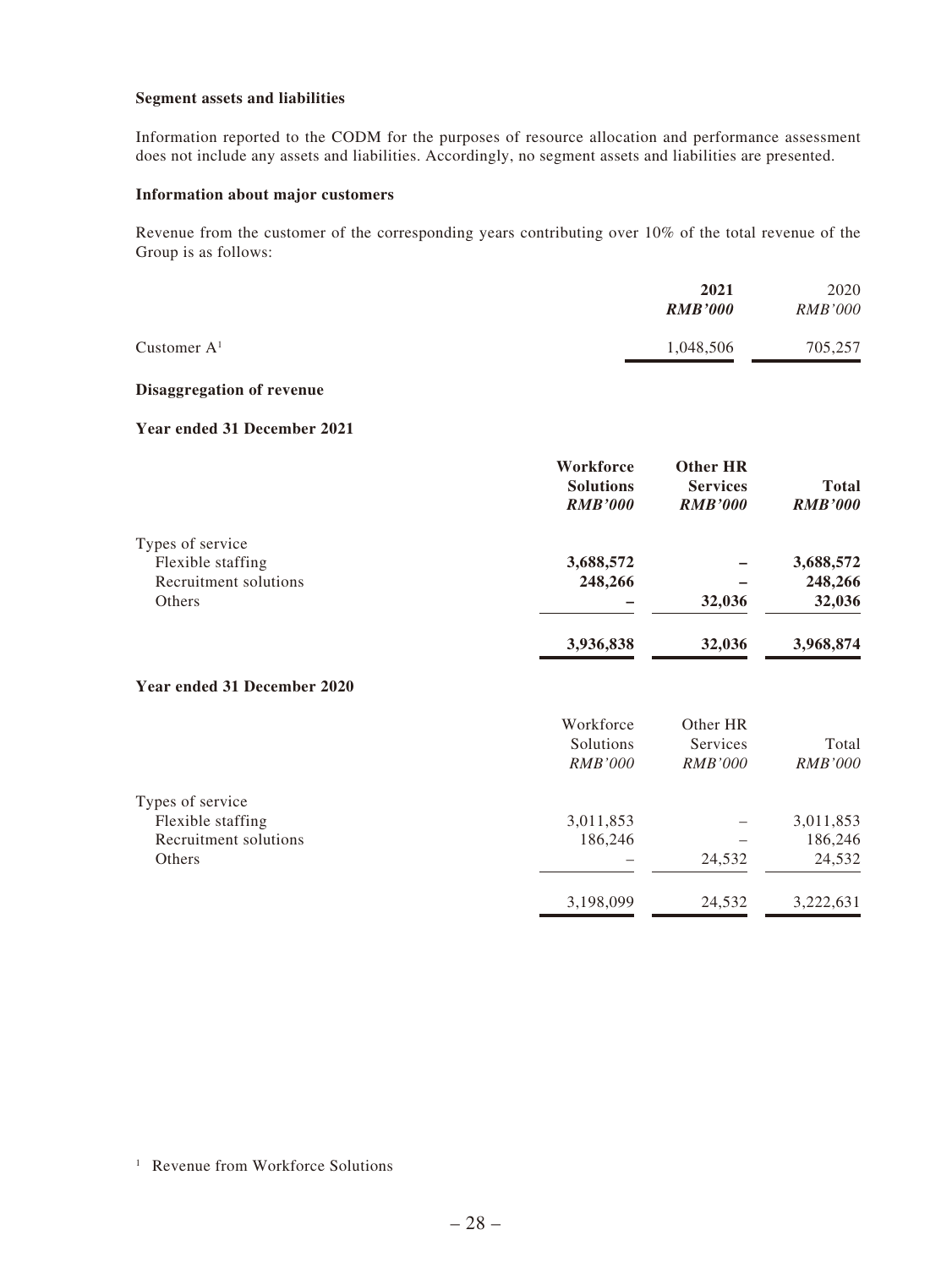**Segment assets and liabilities**

Information reported to the CODM for the purposes of resource allocation and performance assessment does not include any assets and liabilities. Accordingly, no segment assets and liabilities are presented.

**Information about major customers**

Revenue from the customer of the corresponding years contributing over 10% of the total revenue of the Group is as follows:

| | **2021** | 2020 |
|---|---|---|
| | ***RMB'000*** | *RMB'000* |
| Customer A[1] | 1,048,506 | 705,257 |

**Disaggregation of revenue**

**Year ended 31 December 2021**

| | **Workforce Solutions** | **Other HR Services** | **Total** |
|---|---|---|---|
| | ***RMB'000*** | ***RMB'000*** | ***RMB'000*** |
| Types of service | | | |
| Flexible staffing | **3,688,572** | **–** | **3,688,572** |
| Recruitment solutions | **248,266** | **–** | **248,266** |
| Others | **–** | **32,036** | **32,036** |
| | **3,936,838** | **32,036** | **3,968,874** |

**Year ended 31 December 2020**

| | Workforce Solutions | Other HR Services | Total |
|---|---|---|---|
| | *RMB'000* | *RMB'000* | *RMB'000* |
| Types of service | | | |
| Flexible staffing | 3,011,853 | – | 3,011,853 |
| Recruitment solutions | 186,246 | – | 186,246 |
| Others | – | 24,532 | 24,532 |
| | 3,198,099 | 24,532 | 3,222,631 |

[1] Revenue from Workforce Solutions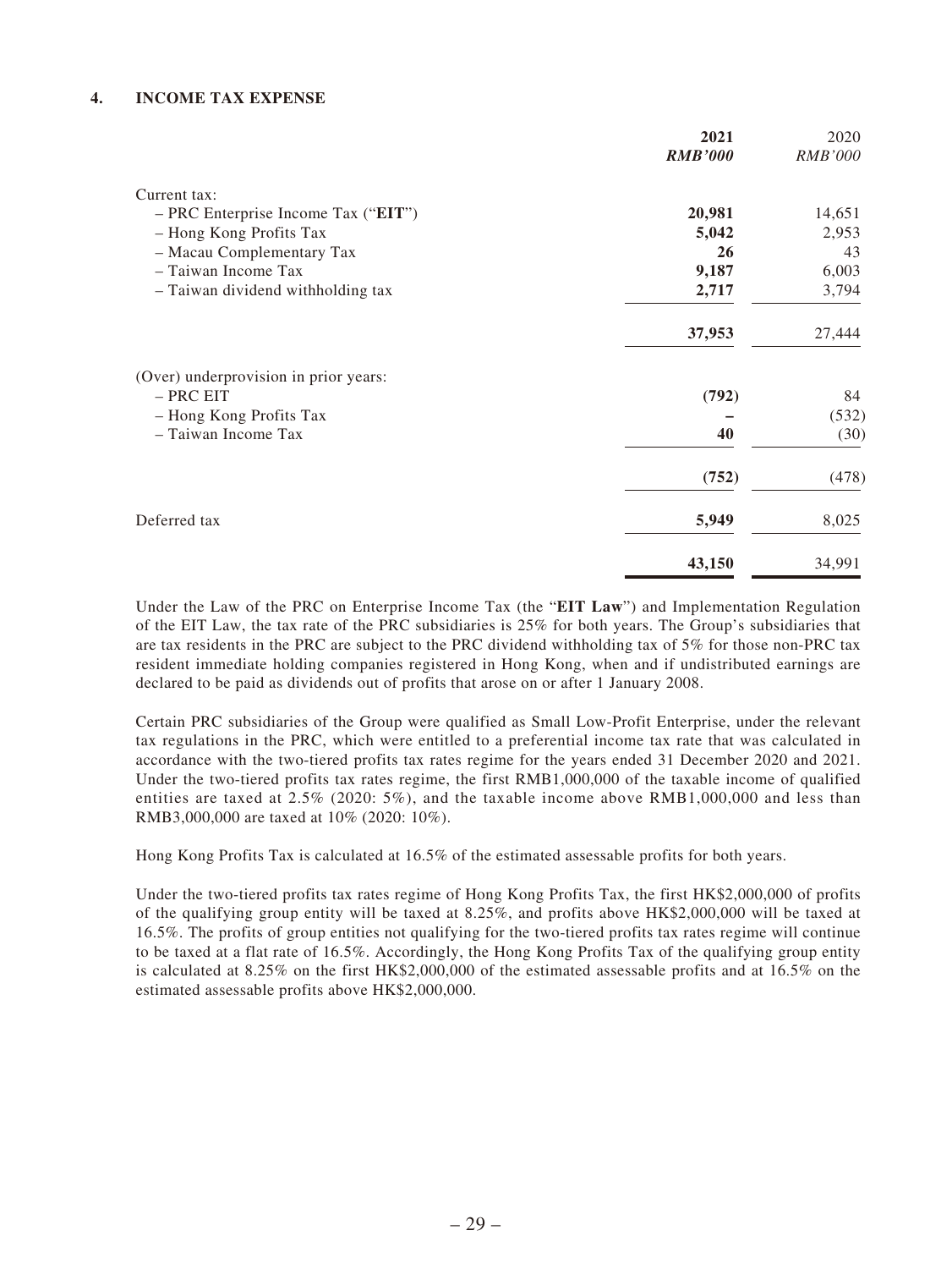### 4. INCOME TAX EXPENSE

| | 2021 | 2020 |
|---|---|---|
| | ***RMB'000*** | *RMB'000* |
| Current tax: | | |
| – PRC Enterprise Income Tax ("**EIT**") | **20,981** | 14,651 |
| – Hong Kong Profits Tax | **5,042** | 2,953 |
| – Macau Complementary Tax | **26** | 43 |
| – Taiwan Income Tax | **9,187** | 6,003 |
| – Taiwan dividend withholding tax | **2,717** | 3,794 |
| | **37,953** | 27,444 |
| (Over) underprovision in prior years: | | |
| – PRC EIT | **(792)** | 84 |
| – Hong Kong Profits Tax | **–** | (532) |
| – Taiwan Income Tax | **40** | (30) |
| | **(752)** | (478) |
| Deferred tax | **5,949** | 8,025 |
| | **43,150** | 34,991 |

Under the Law of the PRC on Enterprise Income Tax (the "**EIT Law**") and Implementation Regulation of the EIT Law, the tax rate of the PRC subsidiaries is 25% for both years. The Group's subsidiaries that are tax residents in the PRC are subject to the PRC dividend withholding tax of 5% for those non-PRC tax resident immediate holding companies registered in Hong Kong, when and if undistributed earnings are declared to be paid as dividends out of profits that arose on or after 1 January 2008.

Certain PRC subsidiaries of the Group were qualified as Small Low-Profit Enterprise, under the relevant tax regulations in the PRC, which were entitled to a preferential income tax rate that was calculated in accordance with the two-tiered profits tax rates regime for the years ended 31 December 2020 and 2021. Under the two-tiered profits tax rates regime, the first RMB1,000,000 of the taxable income of qualified entities are taxed at 2.5% (2020: 5%), and the taxable income above RMB1,000,000 and less than RMB3,000,000 are taxed at 10% (2020: 10%).

Hong Kong Profits Tax is calculated at 16.5% of the estimated assessable profits for both years.

Under the two-tiered profits tax rates regime of Hong Kong Profits Tax, the first HK$2,000,000 of profits of the qualifying group entity will be taxed at 8.25%, and profits above HK$2,000,000 will be taxed at 16.5%. The profits of group entities not qualifying for the two-tiered profits tax rates regime will continue to be taxed at a flat rate of 16.5%. Accordingly, the Hong Kong Profits Tax of the qualifying group entity is calculated at 8.25% on the first HK$2,000,000 of the estimated assessable profits and at 16.5% on the estimated assessable profits above HK$2,000,000.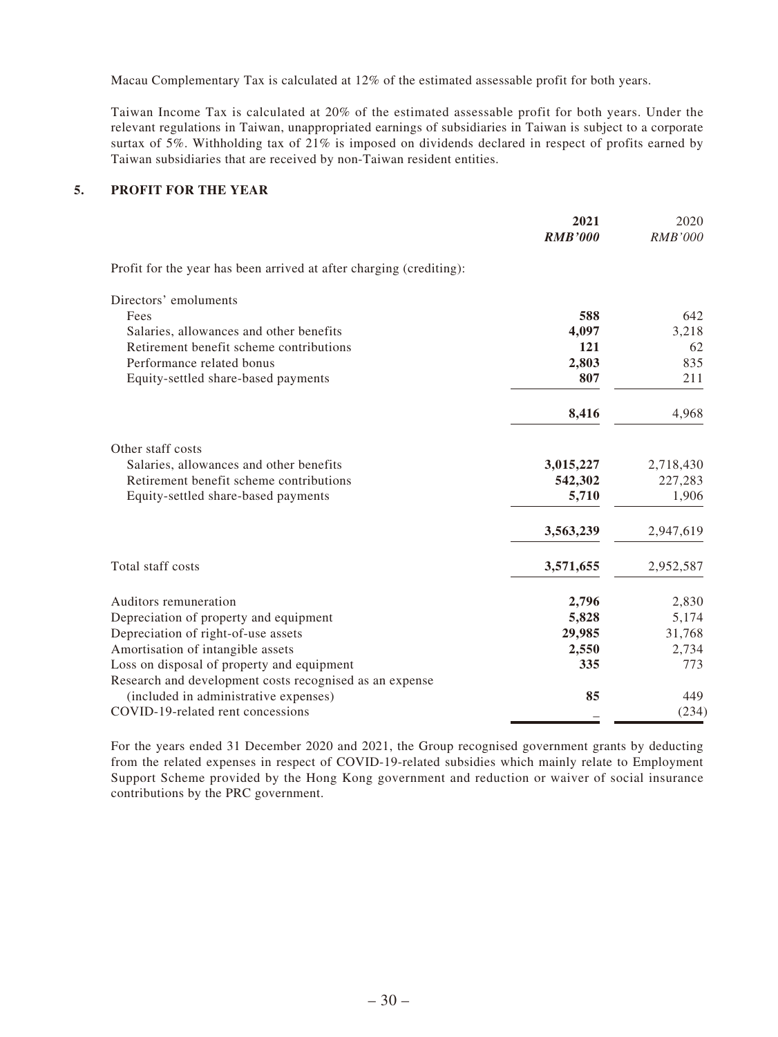Macau Complementary Tax is calculated at 12% of the estimated assessable profit for both years.

Taiwan Income Tax is calculated at 20% of the estimated assessable profit for both years. Under the relevant regulations in Taiwan, unappropriated earnings of subsidiaries in Taiwan is subject to a corporate surtax of 5%. Withholding tax of 21% is imposed on dividends declared in respect of profits earned by Taiwan subsidiaries that are received by non-Taiwan resident entities.

## 5. PROFIT FOR THE YEAR

| | **2021** | 2020 |
|---|---|---|
| | ***RMB'000*** | *RMB'000* |
| Profit for the year has been arrived at after charging (crediting): | | |
| Directors' emoluments | | |
| Fees | **588** | 642 |
| Salaries, allowances and other benefits | **4,097** | 3,218 |
| Retirement benefit scheme contributions | **121** | 62 |
| Performance related bonus | **2,803** | 835 |
| Equity-settled share-based payments | **807** | 211 |
| | **8,416** | 4,968 |
| Other staff costs | | |
| Salaries, allowances and other benefits | **3,015,227** | 2,718,430 |
| Retirement benefit scheme contributions | **542,302** | 227,283 |
| Equity-settled share-based payments | **5,710** | 1,906 |
| | **3,563,239** | 2,947,619 |
| Total staff costs | **3,571,655** | 2,952,587 |
| Auditors remuneration | **2,796** | 2,830 |
| Depreciation of property and equipment | **5,828** | 5,174 |
| Depreciation of right-of-use assets | **29,985** | 31,768 |
| Amortisation of intangible assets | **2,550** | 2,734 |
| Loss on disposal of property and equipment | **335** | 773 |
| Research and development costs recognised as an expense (included in administrative expenses) | **85** | 449 |
| COVID-19-related rent concessions | **–** | (234) |

For the years ended 31 December 2020 and 2021, the Group recognised government grants by deducting from the related expenses in respect of COVID-19-related subsidies which mainly relate to Employment Support Scheme provided by the Hong Kong government and reduction or waiver of social insurance contributions by the PRC government.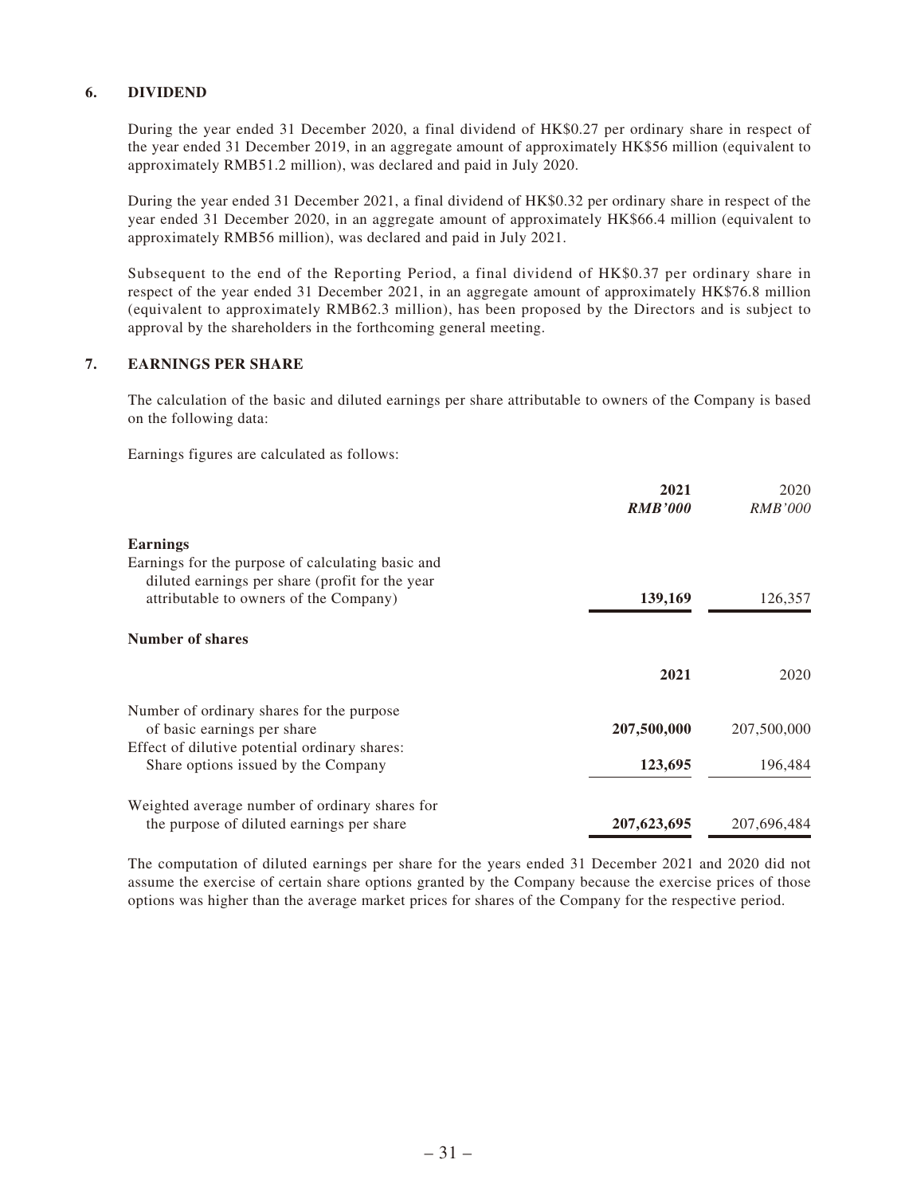## 6. DIVIDEND

During the year ended 31 December 2020, a final dividend of HK$0.27 per ordinary share in respect of the year ended 31 December 2019, in an aggregate amount of approximately HK$56 million (equivalent to approximately RMB51.2 million), was declared and paid in July 2020.

During the year ended 31 December 2021, a final dividend of HK$0.32 per ordinary share in respect of the year ended 31 December 2020, in an aggregate amount of approximately HK$66.4 million (equivalent to approximately RMB56 million), was declared and paid in July 2021.

Subsequent to the end of the Reporting Period, a final dividend of HK$0.37 per ordinary share in respect of the year ended 31 December 2021, in an aggregate amount of approximately HK$76.8 million (equivalent to approximately RMB62.3 million), has been proposed by the Directors and is subject to approval by the shareholders in the forthcoming general meeting.

## 7. EARNINGS PER SHARE

The calculation of the basic and diluted earnings per share attributable to owners of the Company is based on the following data:

Earnings figures are calculated as follows:

| | **2021** | 2020 |
|---|---|---|
| | ***RMB'000*** | *RMB'000* |
| **Earnings** | | |
| Earnings for the purpose of calculating basic and diluted earnings per share (profit for the year attributable to owners of the Company) | **139,169** | 126,357 |

**Number of shares**

| | **2021** | 2020 |
|---|---|---|
| Number of ordinary shares for the purpose of basic earnings per share | **207,500,000** | 207,500,000 |
| Effect of dilutive potential ordinary shares: Share options issued by the Company | **123,695** | 196,484 |
| Weighted average number of ordinary shares for the purpose of diluted earnings per share | **207,623,695** | 207,696,484 |

The computation of diluted earnings per share for the years ended 31 December 2021 and 2020 did not assume the exercise of certain share options granted by the Company because the exercise prices of those options was higher than the average market prices for shares of the Company for the respective period.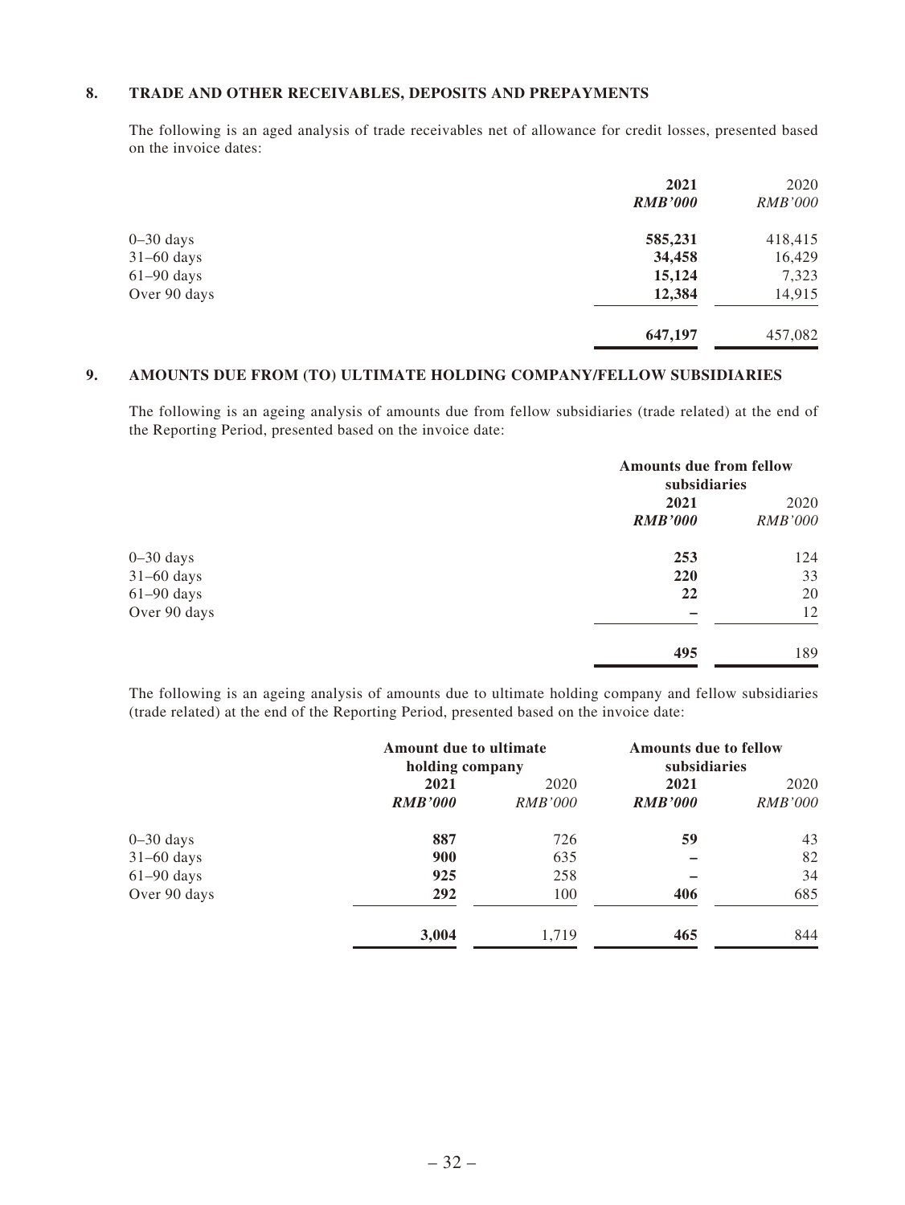## 8. TRADE AND OTHER RECEIVABLES, DEPOSITS AND PREPAYMENTS

The following is an aged analysis of trade receivables net of allowance for credit losses, presented based on the invoice dates:

| | 2021 | 2020 |
|---|---|---|
| | ***RMB'000*** | *RMB'000* |
| 0–30 days | **585,231** | 418,415 |
| 31–60 days | **34,458** | 16,429 |
| 61–90 days | **15,124** | 7,323 |
| Over 90 days | **12,384** | 14,915 |
| | **647,197** | 457,082 |

## 9. AMOUNTS DUE FROM (TO) ULTIMATE HOLDING COMPANY/FELLOW SUBSIDIARIES

The following is an ageing analysis of amounts due from fellow subsidiaries (trade related) at the end of the Reporting Period, presented based on the invoice date:

| | **Amounts due from fellow subsidiaries** | |
|---|---|---|
| | 2021 | 2020 |
| | ***RMB'000*** | *RMB'000* |
| 0–30 days | **253** | 124 |
| 31–60 days | **220** | 33 |
| 61–90 days | **22** | 20 |
| Over 90 days | **–** | 12 |
| | **495** | 189 |

The following is an ageing analysis of amounts due to ultimate holding company and fellow subsidiaries (trade related) at the end of the Reporting Period, presented based on the invoice date:

| | **Amount due to ultimate holding company** | | **Amounts due to fellow subsidiaries** | |
|---|---|---|---|---|
| | 2021 | 2020 | 2021 | 2020 |
| | ***RMB'000*** | *RMB'000* | ***RMB'000*** | *RMB'000* |
| 0–30 days | **887** | 726 | **59** | 43 |
| 31–60 days | **900** | 635 | **–** | 82 |
| 61–90 days | **925** | 258 | **–** | 34 |
| Over 90 days | **292** | 100 | **406** | 685 |
| | **3,004** | 1,719 | **465** | 844 |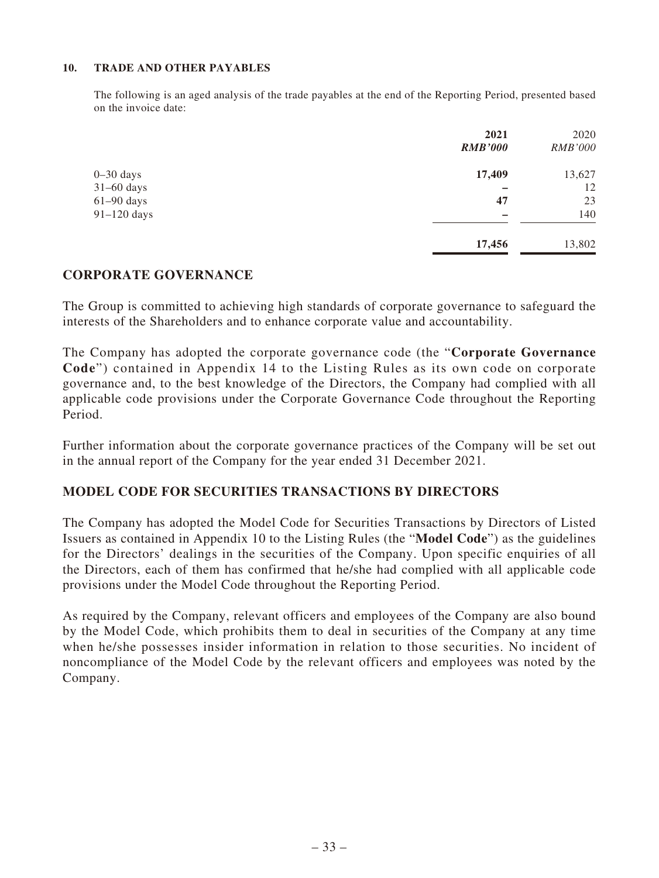#### 10. TRADE AND OTHER PAYABLES

The following is an aged analysis of the trade payables at the end of the Reporting Period, presented based on the invoice date:

| | **2021** | 2020 |
|---|---|---|
| | ***RMB'000*** | *RMB'000* |
| 0–30 days | **17,409** | 13,627 |
| 31–60 days | **–** | 12 |
| 61–90 days | **47** | 23 |
| 91–120 days | **–** | 140 |
| | **17,456** | 13,802 |

## CORPORATE GOVERNANCE

The Group is committed to achieving high standards of corporate governance to safeguard the interests of the Shareholders and to enhance corporate value and accountability.

The Company has adopted the corporate governance code (the "**Corporate Governance Code**") contained in Appendix 14 to the Listing Rules as its own code on corporate governance and, to the best knowledge of the Directors, the Company had complied with all applicable code provisions under the Corporate Governance Code throughout the Reporting Period.

Further information about the corporate governance practices of the Company will be set out in the annual report of the Company for the year ended 31 December 2021.

## MODEL CODE FOR SECURITIES TRANSACTIONS BY DIRECTORS

The Company has adopted the Model Code for Securities Transactions by Directors of Listed Issuers as contained in Appendix 10 to the Listing Rules (the "**Model Code**") as the guidelines for the Directors' dealings in the securities of the Company. Upon specific enquiries of all the Directors, each of them has confirmed that he/she had complied with all applicable code provisions under the Model Code throughout the Reporting Period.

As required by the Company, relevant officers and employees of the Company are also bound by the Model Code, which prohibits them to deal in securities of the Company at any time when he/she possesses insider information in relation to those securities. No incident of noncompliance of the Model Code by the relevant officers and employees was noted by the Company.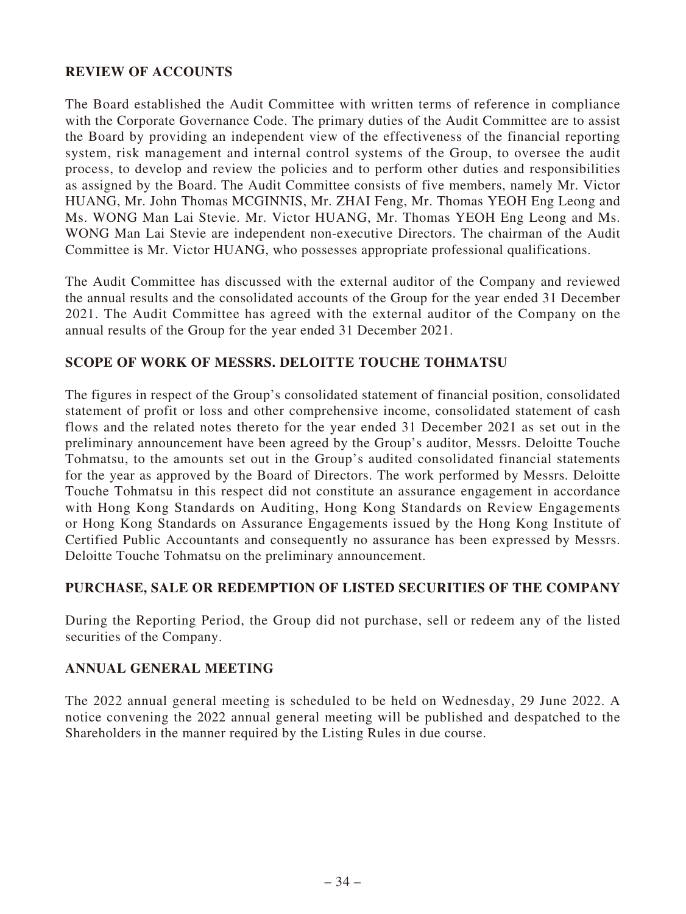## REVIEW OF ACCOUNTS

The Board established the Audit Committee with written terms of reference in compliance with the Corporate Governance Code. The primary duties of the Audit Committee are to assist the Board by providing an independent view of the effectiveness of the financial reporting system, risk management and internal control systems of the Group, to oversee the audit process, to develop and review the policies and to perform other duties and responsibilities as assigned by the Board. The Audit Committee consists of five members, namely Mr. Victor HUANG, Mr. John Thomas MCGINNIS, Mr. ZHAI Feng, Mr. Thomas YEOH Eng Leong and Ms. WONG Man Lai Stevie. Mr. Victor HUANG, Mr. Thomas YEOH Eng Leong and Ms. WONG Man Lai Stevie are independent non-executive Directors. The chairman of the Audit Committee is Mr. Victor HUANG, who possesses appropriate professional qualifications.

The Audit Committee has discussed with the external auditor of the Company and reviewed the annual results and the consolidated accounts of the Group for the year ended 31 December 2021. The Audit Committee has agreed with the external auditor of the Company on the annual results of the Group for the year ended 31 December 2021.

## SCOPE OF WORK OF MESSRS. DELOITTE TOUCHE TOHMATSU

The figures in respect of the Group's consolidated statement of financial position, consolidated statement of profit or loss and other comprehensive income, consolidated statement of cash flows and the related notes thereto for the year ended 31 December 2021 as set out in the preliminary announcement have been agreed by the Group's auditor, Messrs. Deloitte Touche Tohmatsu, to the amounts set out in the Group's audited consolidated financial statements for the year as approved by the Board of Directors. The work performed by Messrs. Deloitte Touche Tohmatsu in this respect did not constitute an assurance engagement in accordance with Hong Kong Standards on Auditing, Hong Kong Standards on Review Engagements or Hong Kong Standards on Assurance Engagements issued by the Hong Kong Institute of Certified Public Accountants and consequently no assurance has been expressed by Messrs. Deloitte Touche Tohmatsu on the preliminary announcement.

## PURCHASE, SALE OR REDEMPTION OF LISTED SECURITIES OF THE COMPANY

During the Reporting Period, the Group did not purchase, sell or redeem any of the listed securities of the Company.

## ANNUAL GENERAL MEETING

The 2022 annual general meeting is scheduled to be held on Wednesday, 29 June 2022. A notice convening the 2022 annual general meeting will be published and despatched to the Shareholders in the manner required by the Listing Rules in due course.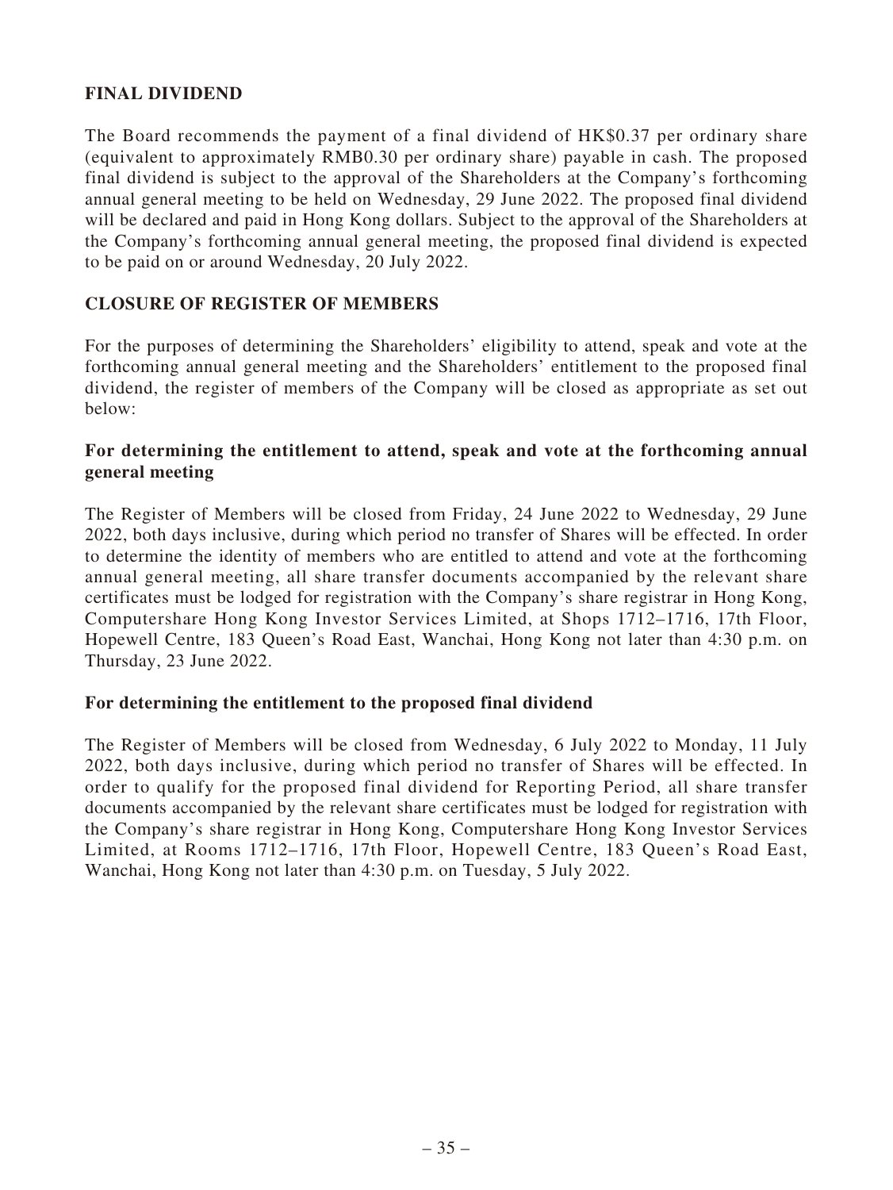## FINAL DIVIDEND

The Board recommends the payment of a final dividend of HK$0.37 per ordinary share (equivalent to approximately RMB0.30 per ordinary share) payable in cash. The proposed final dividend is subject to the approval of the Shareholders at the Company's forthcoming annual general meeting to be held on Wednesday, 29 June 2022. The proposed final dividend will be declared and paid in Hong Kong dollars. Subject to the approval of the Shareholders at the Company's forthcoming annual general meeting, the proposed final dividend is expected to be paid on or around Wednesday, 20 July 2022.

## CLOSURE OF REGISTER OF MEMBERS

For the purposes of determining the Shareholders' eligibility to attend, speak and vote at the forthcoming annual general meeting and the Shareholders' entitlement to the proposed final dividend, the register of members of the Company will be closed as appropriate as set out below:

### For determining the entitlement to attend, speak and vote at the forthcoming annual general meeting

The Register of Members will be closed from Friday, 24 June 2022 to Wednesday, 29 June 2022, both days inclusive, during which period no transfer of Shares will be effected. In order to determine the identity of members who are entitled to attend and vote at the forthcoming annual general meeting, all share transfer documents accompanied by the relevant share certificates must be lodged for registration with the Company's share registrar in Hong Kong, Computershare Hong Kong Investor Services Limited, at Shops 1712–1716, 17th Floor, Hopewell Centre, 183 Queen's Road East, Wanchai, Hong Kong not later than 4:30 p.m. on Thursday, 23 June 2022.

### For determining the entitlement to the proposed final dividend

The Register of Members will be closed from Wednesday, 6 July 2022 to Monday, 11 July 2022, both days inclusive, during which period no transfer of Shares will be effected. In order to qualify for the proposed final dividend for Reporting Period, all share transfer documents accompanied by the relevant share certificates must be lodged for registration with the Company's share registrar in Hong Kong, Computershare Hong Kong Investor Services Limited, at Rooms 1712–1716, 17th Floor, Hopewell Centre, 183 Queen's Road East, Wanchai, Hong Kong not later than 4:30 p.m. on Tuesday, 5 July 2022.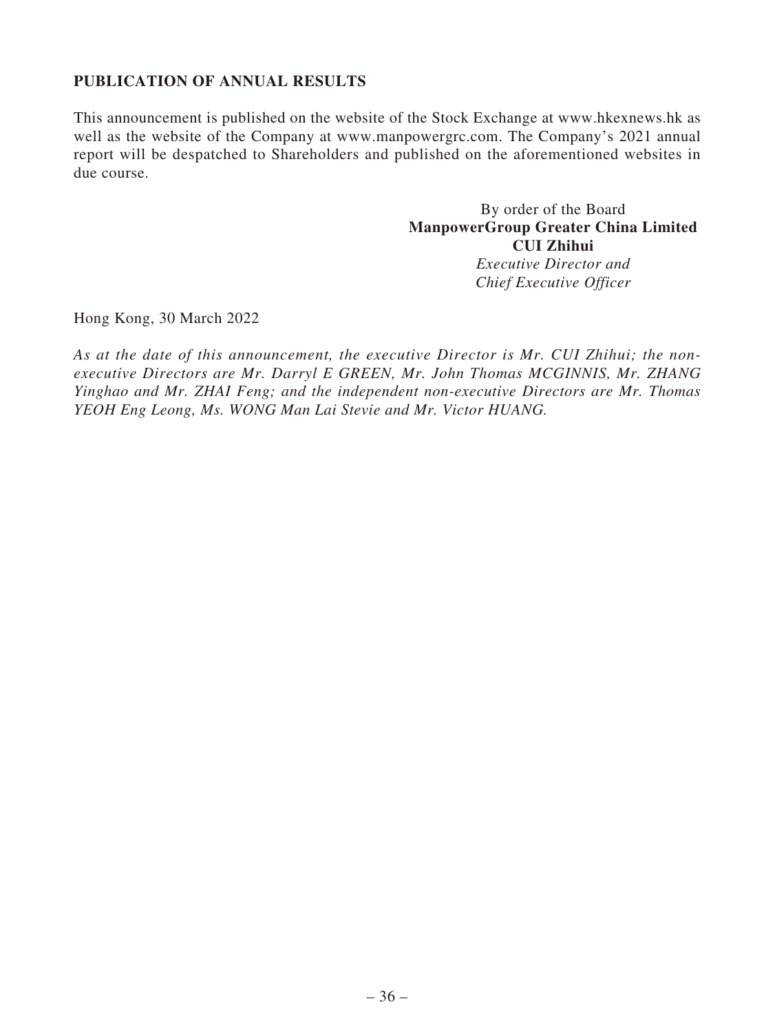## PUBLICATION OF ANNUAL RESULTS

This announcement is published on the website of the Stock Exchange at www.hkexnews.hk as well as the website of the Company at www.manpowergrc.com. The Company's 2021 annual report will be despatched to Shareholders and published on the aforementioned websites in due course.

By order of the Board
**ManpowerGroup Greater China Limited**
**CUI Zhihui**
*Executive Director and*
*Chief Executive Officer*

Hong Kong, 30 March 2022

*As at the date of this announcement, the executive Director is Mr. CUI Zhihui; the non-executive Directors are Mr. Darryl E GREEN, Mr. John Thomas MCGINNIS, Mr. ZHANG Yinghao and Mr. ZHAI Feng; and the independent non-executive Directors are Mr. Thomas YEOH Eng Leong, Ms. WONG Man Lai Stevie and Mr. Victor HUANG.*